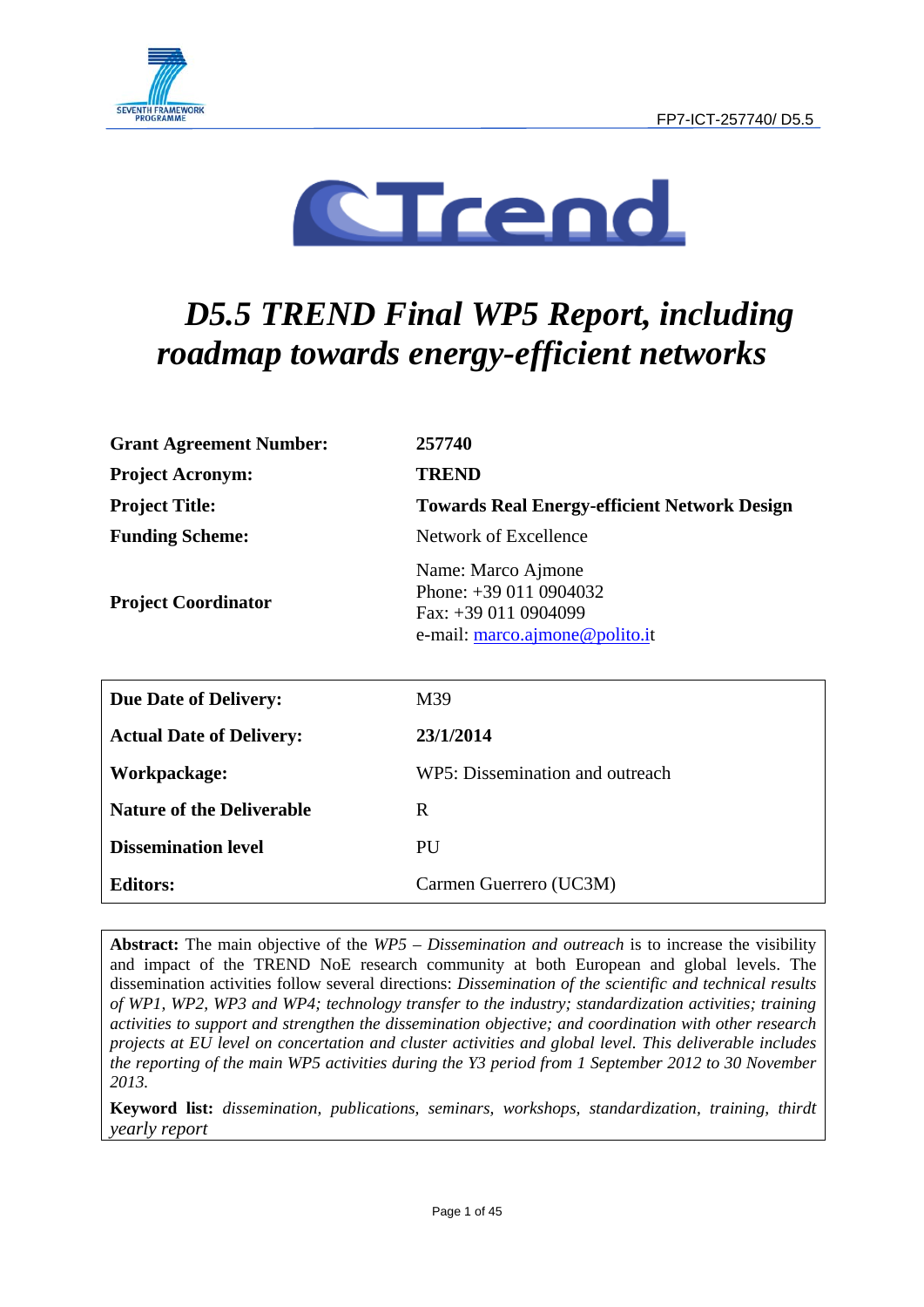FP7-ICT-257740/ D5.5

# *D5.5 TREND Final WP5 Report, including roadmap towards energy-efficient networks*

| **Grant Agreement Number:** | **257740** |
|---|---|
| **Project Acronym:** | **TREND** |
| **Project Title:** | **Towards Real Energy-efficient Network Design** |
| **Funding Scheme:** | Network of Excellence |
| **Project Coordinator** | Name: Marco Ajmone<br>Phone: +39 011 0904032<br>Fax: +39 011 0904099<br>e-mail: marco.ajmone@polito.it |

| **Due Date of Delivery:** | M39 |
|---|---|
| **Actual Date of Delivery:** | **23/1/2014** |
| **Workpackage:** | WP5: Dissemination and outreach |
| **Nature of the Deliverable** | R |
| **Dissemination level** | PU |
| **Editors:** | Carmen Guerrero (UC3M) |

**Abstract:** The main objective of the *WP5 – Dissemination and outreach* is to increase the visibility and impact of the TREND NoE research community at both European and global levels. The dissemination activities follow several directions: *Dissemination of the scientific and technical results of WP1, WP2, WP3 and WP4; technology transfer to the industry; standardization activities; training activities to support and strengthen the dissemination objective; and coordination with other research projects at EU level on concertation and cluster activities and global level. This deliverable includes the reporting of the main WP5 activities during the Y3 period from 1 September 2012 to 30 November 2013.*

**Keyword list:** *dissemination, publications, seminars, workshops, standardization, training, thirdt yearly report*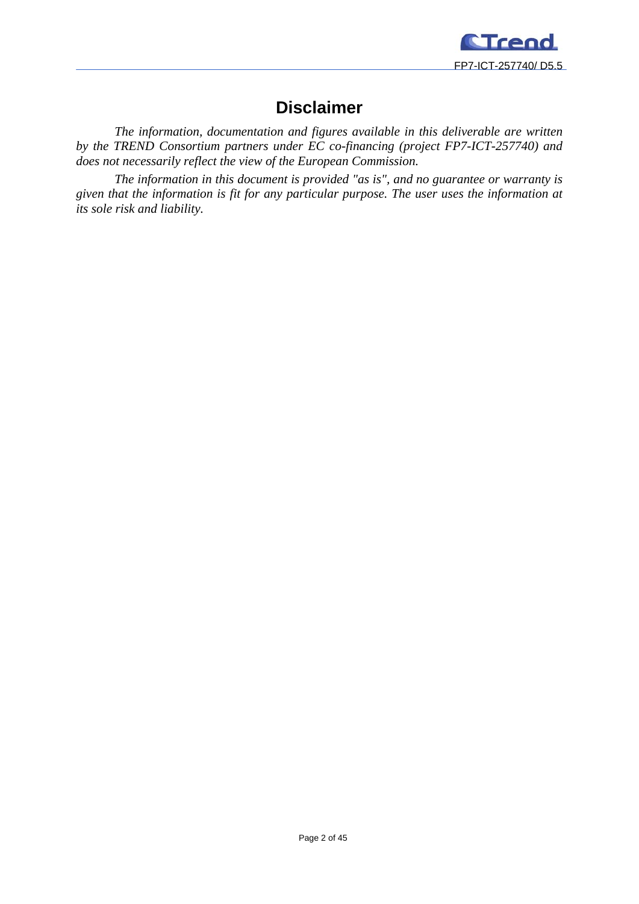# Disclaimer

*The information, documentation and figures available in this deliverable are written by the TREND Consortium partners under EC co-financing (project FP7-ICT-257740) and does not necessarily reflect the view of the European Commission.*

*The information in this document is provided "as is", and no guarantee or warranty is given that the information is fit for any particular purpose. The user uses the information at its sole risk and liability.*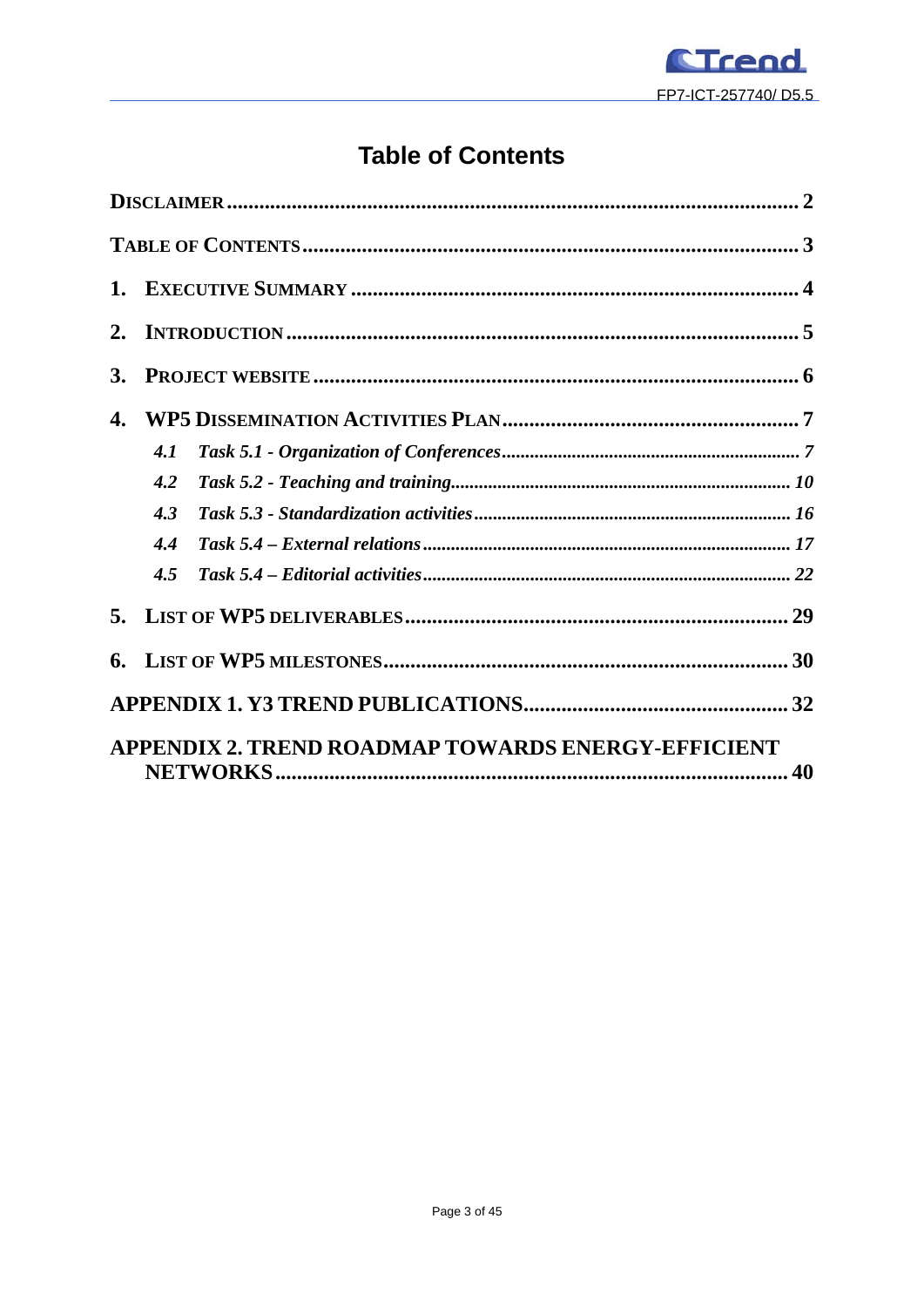# Table of Contents

**DISCLAIMER** .......... 2

**TABLE OF CONTENTS** .......... 3

**1. EXECUTIVE SUMMARY** .......... 4

**2. INTRODUCTION** .......... 5

**3. PROJECT WEBSITE** .......... 6

**4. WP5 DISSEMINATION ACTIVITIES PLAN** .......... 7

- ***4.1 Task 5.1 - Organization of Conferences*** .......... *7*
- ***4.2 Task 5.2 - Teaching and training*** .......... *10*
- ***4.3 Task 5.3 - Standardization activities*** .......... *16*
- ***4.4 Task 5.4 – External relations*** .......... *17*
- ***4.5 Task 5.4 – Editorial activities*** .......... *22*

**5. LIST OF WP5 DELIVERABLES** .......... 29

**6. LIST OF WP5 MILESTONES** .......... 30

**APPENDIX 1. Y3 TREND PUBLICATIONS** .......... 32

**APPENDIX 2. TREND ROADMAP TOWARDS ENERGY-EFFICIENT NETWORKS** .......... 40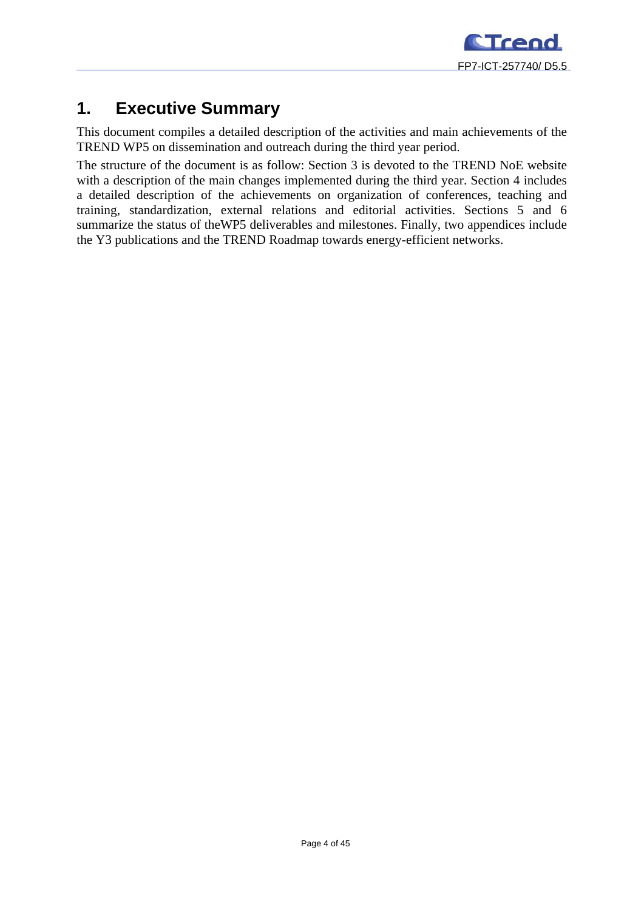# 1. Executive Summary

This document compiles a detailed description of the activities and main achievements of the TREND WP5 on dissemination and outreach during the third year period.

The structure of the document is as follow: Section 3 is devoted to the TREND NoE website with a description of the main changes implemented during the third year. Section 4 includes a detailed description of the achievements on organization of conferences, teaching and training, standardization, external relations and editorial activities. Sections 5 and 6 summarize the status of theWP5 deliverables and milestones. Finally, two appendices include the Y3 publications and the TREND Roadmap towards energy-efficient networks.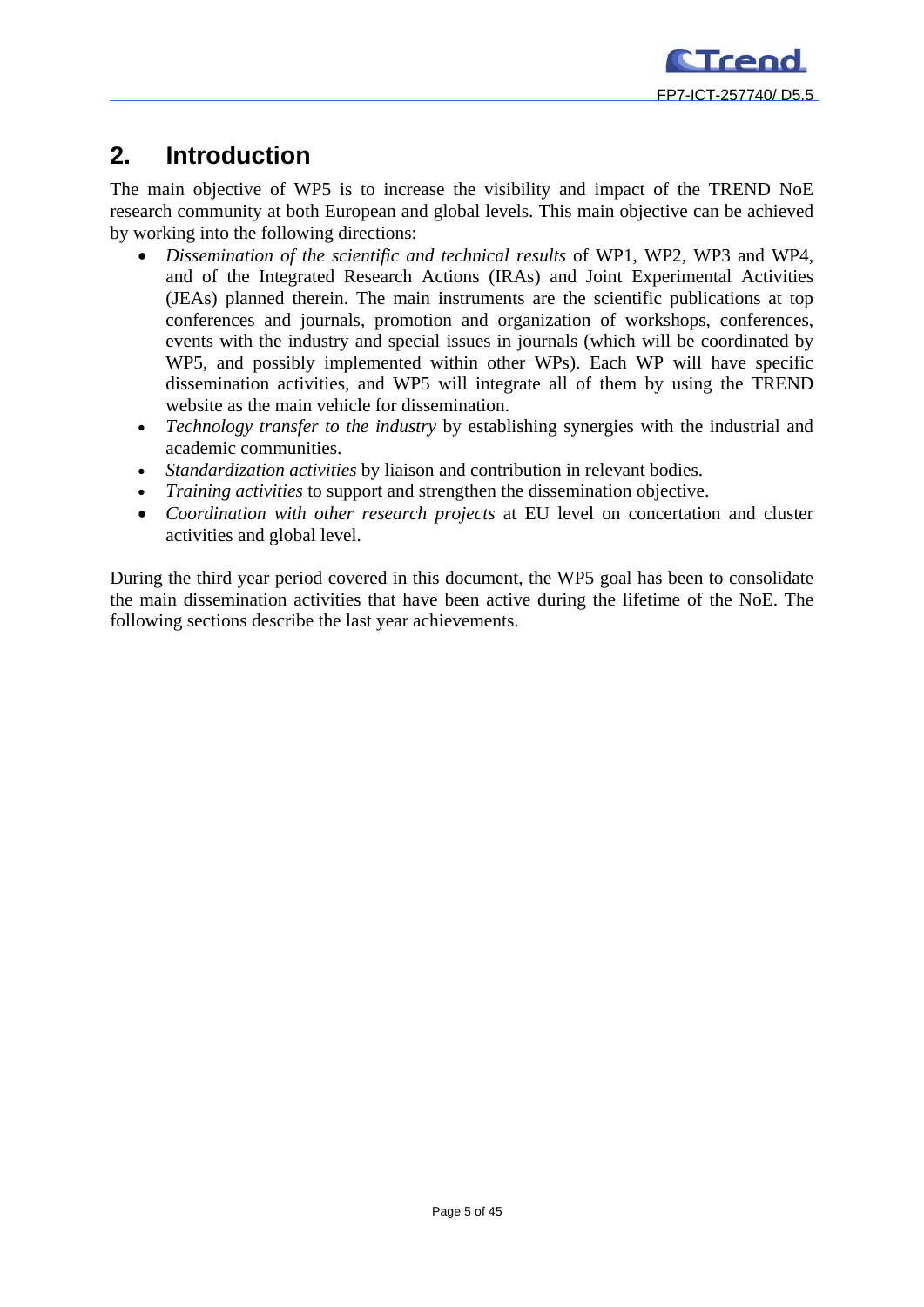## 2. Introduction

The main objective of WP5 is to increase the visibility and impact of the TREND NoE research community at both European and global levels. This main objective can be achieved by working into the following directions:

- *Dissemination of the scientific and technical results* of WP1, WP2, WP3 and WP4, and of the Integrated Research Actions (IRAs) and Joint Experimental Activities (JEAs) planned therein. The main instruments are the scientific publications at top conferences and journals, promotion and organization of workshops, conferences, events with the industry and special issues in journals (which will be coordinated by WP5, and possibly implemented within other WPs). Each WP will have specific dissemination activities, and WP5 will integrate all of them by using the TREND website as the main vehicle for dissemination.
- *Technology transfer to the industry* by establishing synergies with the industrial and academic communities.
- *Standardization activities* by liaison and contribution in relevant bodies.
- *Training activities* to support and strengthen the dissemination objective.
- *Coordination with other research projects* at EU level on concertation and cluster activities and global level.

During the third year period covered in this document, the WP5 goal has been to consolidate the main dissemination activities that have been active during the lifetime of the NoE. The following sections describe the last year achievements.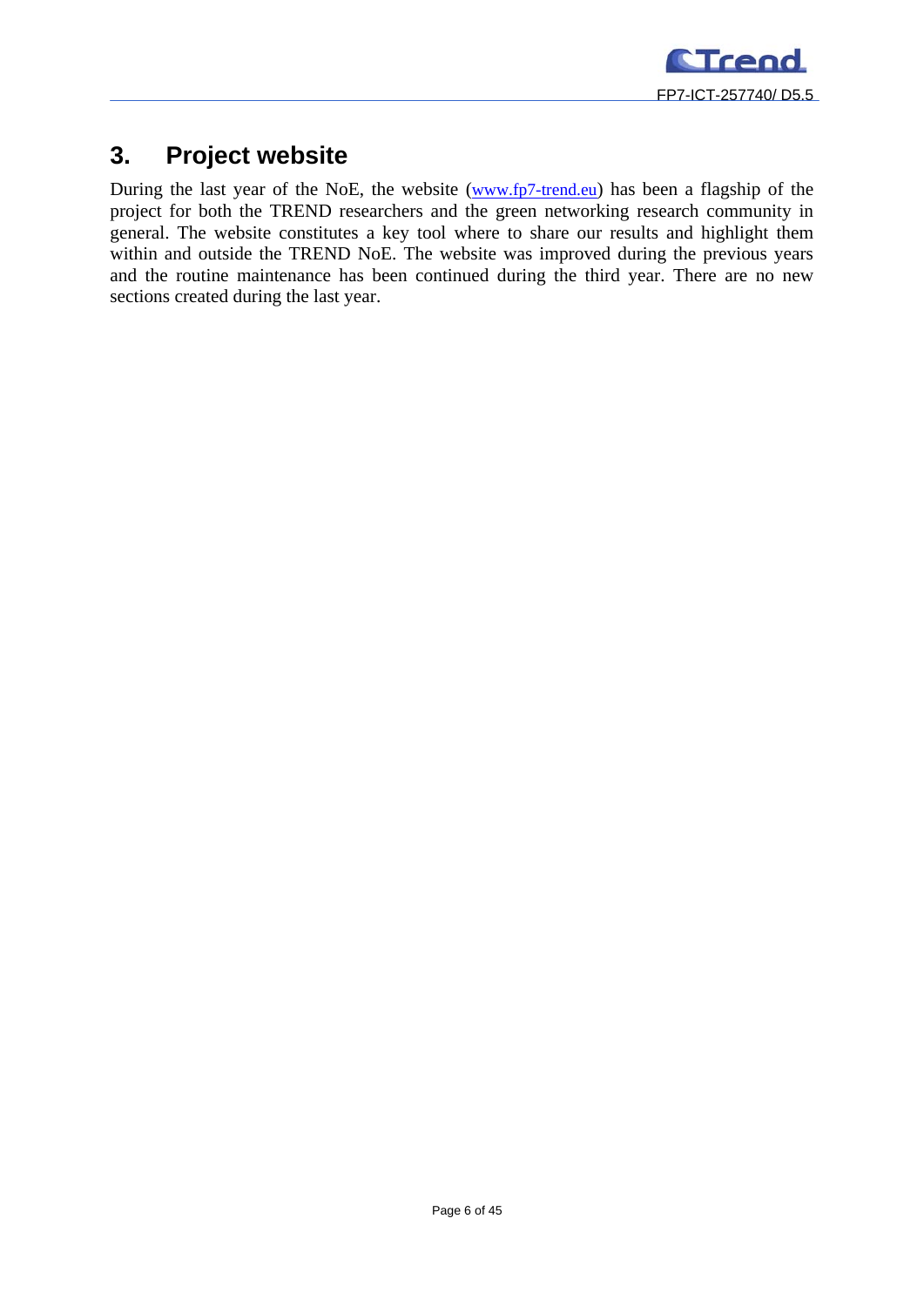# 3. Project website

During the last year of the NoE, the website (www.fp7-trend.eu) has been a flagship of the project for both the TREND researchers and the green networking research community in general. The website constitutes a key tool where to share our results and highlight them within and outside the TREND NoE. The website was improved during the previous years and the routine maintenance has been continued during the third year. There are no new sections created during the last year.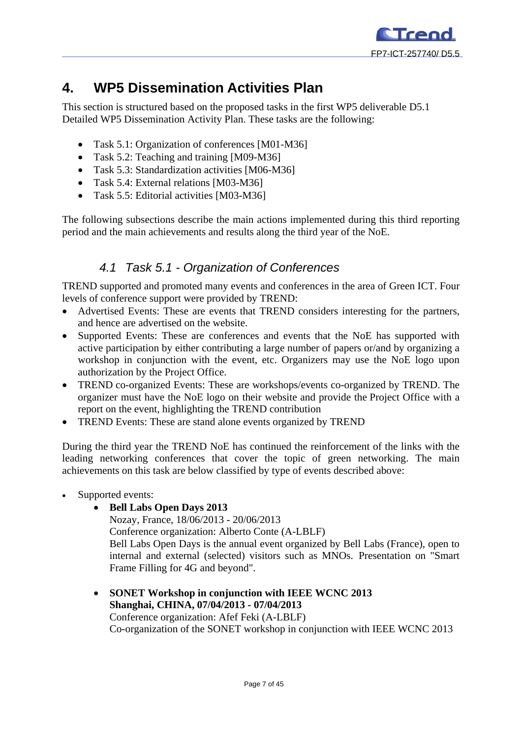# 4. WP5 Dissemination Activities Plan

This section is structured based on the proposed tasks in the first WP5 deliverable D5.1 Detailed WP5 Dissemination Activity Plan. These tasks are the following:

- Task 5.1: Organization of conferences [M01-M36]
- Task 5.2: Teaching and training [M09-M36]
- Task 5.3: Standardization activities [M06-M36]
- Task 5.4: External relations [M03-M36]
- Task 5.5: Editorial activities [M03-M36]

The following subsections describe the main actions implemented during this third reporting period and the main achievements and results along the third year of the NoE.

## *4.1 Task 5.1 - Organization of Conferences*

TREND supported and promoted many events and conferences in the area of Green ICT. Four levels of conference support were provided by TREND:

- Advertised Events: These are events that TREND considers interesting for the partners, and hence are advertised on the website.
- Supported Events: These are conferences and events that the NoE has supported with active participation by either contributing a large number of papers or/and by organizing a workshop in conjunction with the event, etc. Organizers may use the NoE logo upon authorization by the Project Office.
- TREND co-organized Events: These are workshops/events co-organized by TREND. The organizer must have the NoE logo on their website and provide the Project Office with a report on the event, highlighting the TREND contribution
- TREND Events: These are stand alone events organized by TREND

During the third year the TREND NoE has continued the reinforcement of the links with the leading networking conferences that cover the topic of green networking. The main achievements on this task are below classified by type of events described above:

- Supported events:
  - **Bell Labs Open Days 2013**
    Nozay, France, 18/06/2013 - 20/06/2013
    Conference organization: Alberto Conte (A-LBLF)
    Bell Labs Open Days is the annual event organized by Bell Labs (France), open to internal and external (selected) visitors such as MNOs. Presentation on "Smart Frame Filling for 4G and beyond".

  - **SONET Workshop in conjunction with IEEE WCNC 2013**
    **Shanghai, CHINA, 07/04/2013 - 07/04/2013**
    Conference organization: Afef Feki (A-LBLF)
    Co-organization of the SONET workshop in conjunction with IEEE WCNC 2013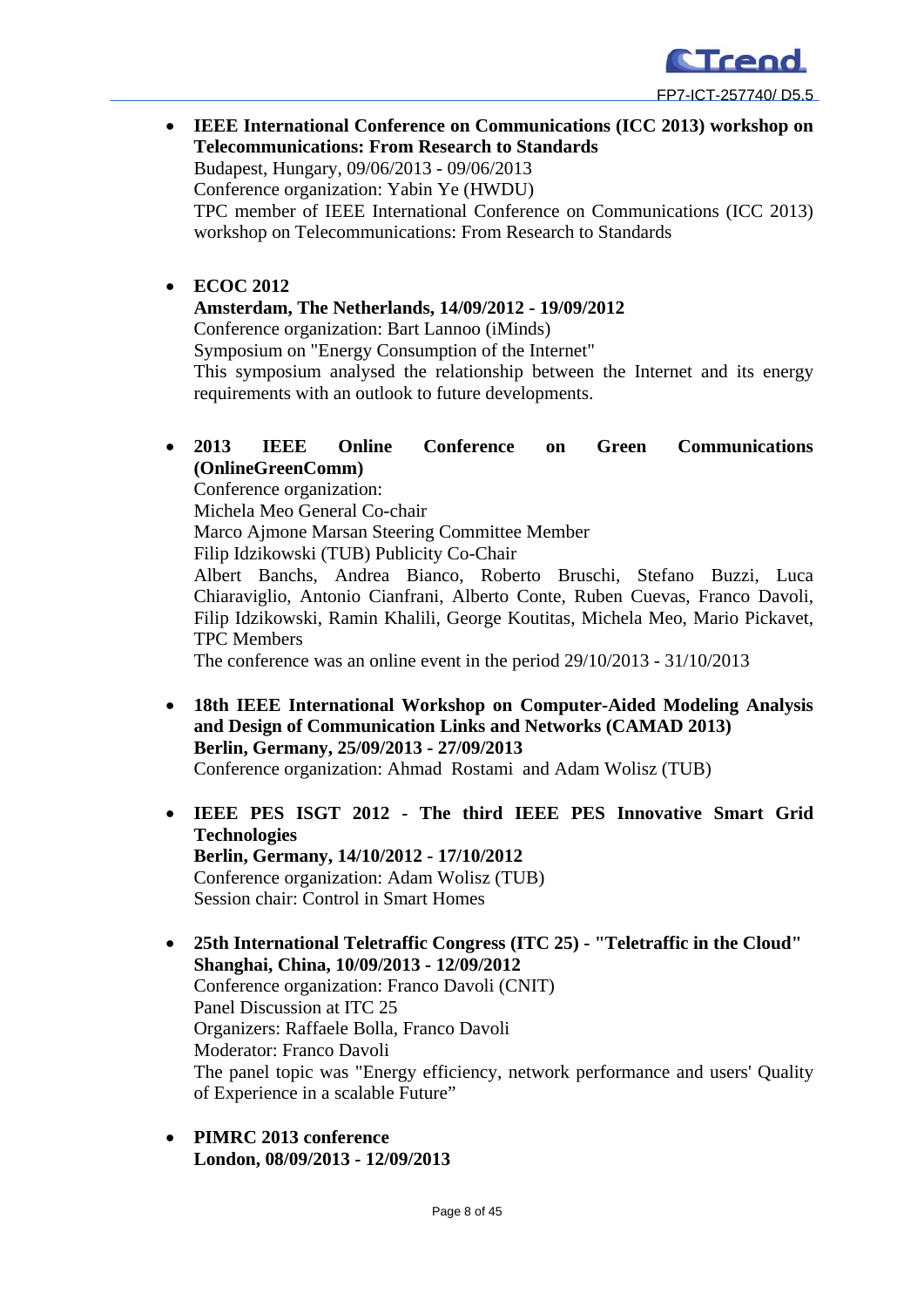- **IEEE International Conference on Communications (ICC 2013) workshop on Telecommunications: From Research to Standards**
  Budapest, Hungary, 09/06/2013 - 09/06/2013
  Conference organization: Yabin Ye (HWDU)
  TPC member of IEEE International Conference on Communications (ICC 2013) workshop on Telecommunications: From Research to Standards

- **ECOC 2012**
  **Amsterdam, The Netherlands, 14/09/2012 - 19/09/2012**
  Conference organization: Bart Lannoo (iMinds)
  Symposium on "Energy Consumption of the Internet"
  This symposium analysed the relationship between the Internet and its energy requirements with an outlook to future developments.

- **2013 IEEE Online Conference on Green Communications (OnlineGreenComm)**
  Conference organization:
  Michela Meo General Co-chair
  Marco Ajmone Marsan Steering Committee Member
  Filip Idzikowski (TUB) Publicity Co-Chair
  Albert Banchs, Andrea Bianco, Roberto Bruschi, Stefano Buzzi, Luca Chiaraviglio, Antonio Cianfrani, Alberto Conte, Ruben Cuevas, Franco Davoli, Filip Idzikowski, Ramin Khalili, George Koutitas, Michela Meo, Mario Pickavet, TPC Members
  The conference was an online event in the period 29/10/2013 - 31/10/2013

- **18th IEEE International Workshop on Computer-Aided Modeling Analysis and Design of Communication Links and Networks (CAMAD 2013)**
  **Berlin, Germany, 25/09/2013 - 27/09/2013**
  Conference organization: Ahmad Rostami and Adam Wolisz (TUB)

- **IEEE PES ISGT 2012 - The third IEEE PES Innovative Smart Grid Technologies**
  **Berlin, Germany, 14/10/2012 - 17/10/2012**
  Conference organization: Adam Wolisz (TUB)
  Session chair: Control in Smart Homes

- **25th International Teletraffic Congress (ITC 25) - "Teletraffic in the Cloud"**
  **Shanghai, China, 10/09/2013 - 12/09/2012**
  Conference organization: Franco Davoli (CNIT)
  Panel Discussion at ITC 25
  Organizers: Raffaele Bolla, Franco Davoli
  Moderator: Franco Davoli
  The panel topic was "Energy efficiency, network performance and users' Quality of Experience in a scalable Future"

- **PIMRC 2013 conference**
  **London, 08/09/2013 - 12/09/2013**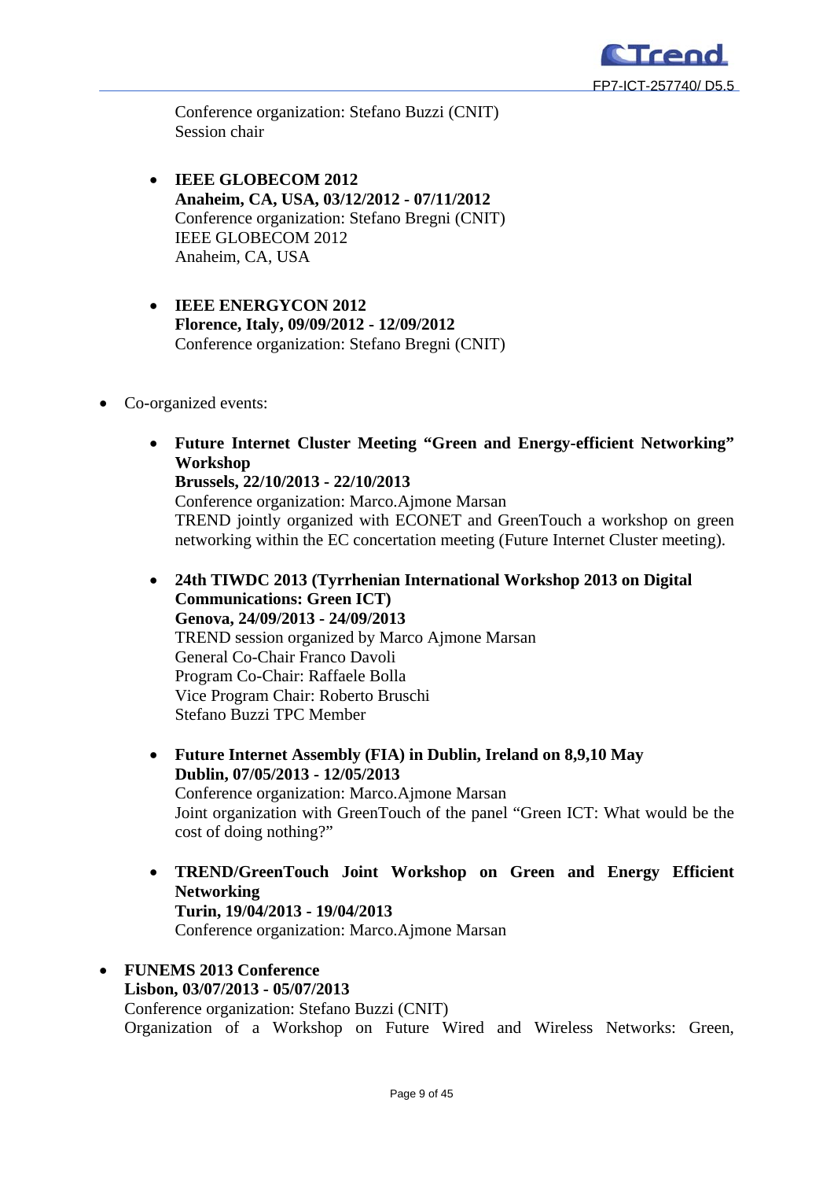Conference organization: Stefano Buzzi (CNIT)
Session chair

- **IEEE GLOBECOM 2012**
  **Anaheim, CA, USA, 03/12/2012 - 07/11/2012**
  Conference organization: Stefano Bregni (CNIT)
  IEEE GLOBECOM 2012
  Anaheim, CA, USA

- **IEEE ENERGYCON 2012**
  **Florence, Italy, 09/09/2012 - 12/09/2012**
  Conference organization: Stefano Bregni (CNIT)

- Co-organized events:

  - **Future Internet Cluster Meeting "Green and Energy-efficient Networking" Workshop**
    **Brussels, 22/10/2013 - 22/10/2013**
    Conference organization: Marco.Ajmone Marsan
    TREND jointly organized with ECONET and GreenTouch a workshop on green networking within the EC concertation meeting (Future Internet Cluster meeting).

  - **24th TIWDC 2013 (Tyrrhenian International Workshop 2013 on Digital Communications: Green ICT)**
    **Genova, 24/09/2013 - 24/09/2013**
    TREND session organized by Marco Ajmone Marsan
    General Co-Chair Franco Davoli
    Program Co-Chair: Raffaele Bolla
    Vice Program Chair: Roberto Bruschi
    Stefano Buzzi TPC Member

  - **Future Internet Assembly (FIA) in Dublin, Ireland on 8,9,10 May**
    **Dublin, 07/05/2013 - 12/05/2013**
    Conference organization: Marco.Ajmone Marsan
    Joint organization with GreenTouch of the panel "Green ICT: What would be the cost of doing nothing?"

  - **TREND/GreenTouch Joint Workshop on Green and Energy Efficient Networking**
    **Turin, 19/04/2013 - 19/04/2013**
    Conference organization: Marco.Ajmone Marsan

- **FUNEMS 2013 Conference**
  **Lisbon, 03/07/2013 - 05/07/2013**
  Conference organization: Stefano Buzzi (CNIT)
  Organization of a Workshop on Future Wired and Wireless Networks: Green,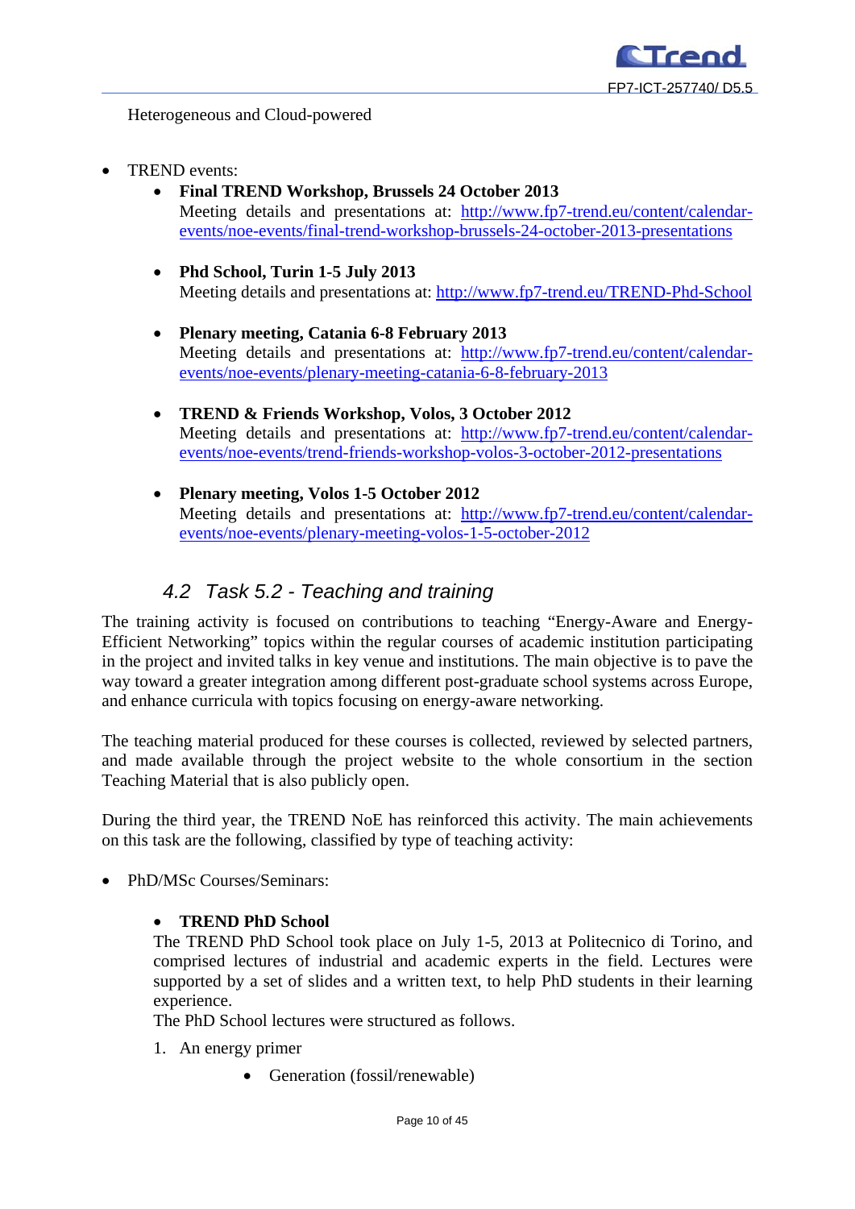Heterogeneous and Cloud-powered

- TREND events:
  - **Final TREND Workshop, Brussels 24 October 2013**
    Meeting details and presentations at: http://www.fp7-trend.eu/content/calendar-events/noe-events/final-trend-workshop-brussels-24-october-2013-presentations

  - **Phd School, Turin 1-5 July 2013**
    Meeting details and presentations at: http://www.fp7-trend.eu/TREND-Phd-School

  - **Plenary meeting, Catania 6-8 February 2013**
    Meeting details and presentations at: http://www.fp7-trend.eu/content/calendar-events/noe-events/plenary-meeting-catania-6-8-february-2013

  - **TREND & Friends Workshop, Volos, 3 October 2012**
    Meeting details and presentations at: http://www.fp7-trend.eu/content/calendar-events/noe-events/trend-friends-workshop-volos-3-october-2012-presentations

  - **Plenary meeting, Volos 1-5 October 2012**
    Meeting details and presentations at: http://www.fp7-trend.eu/content/calendar-events/noe-events/plenary-meeting-volos-1-5-october-2012

## *4.2 Task 5.2 - Teaching and training*

The training activity is focused on contributions to teaching "Energy-Aware and Energy-Efficient Networking" topics within the regular courses of academic institution participating in the project and invited talks in key venue and institutions. The main objective is to pave the way toward a greater integration among different post-graduate school systems across Europe, and enhance curricula with topics focusing on energy-aware networking.

The teaching material produced for these courses is collected, reviewed by selected partners, and made available through the project website to the whole consortium in the section Teaching Material that is also publicly open.

During the third year, the TREND NoE has reinforced this activity. The main achievements on this task are the following, classified by type of teaching activity:

- PhD/MSc Courses/Seminars:

  - **TREND PhD School**

  The TREND PhD School took place on July 1-5, 2013 at Politecnico di Torino, and comprised lectures of industrial and academic experts in the field. Lectures were supported by a set of slides and a written text, to help PhD students in their learning experience.
  The PhD School lectures were structured as follows.

  1. An energy primer
     - Generation (fossil/renewable)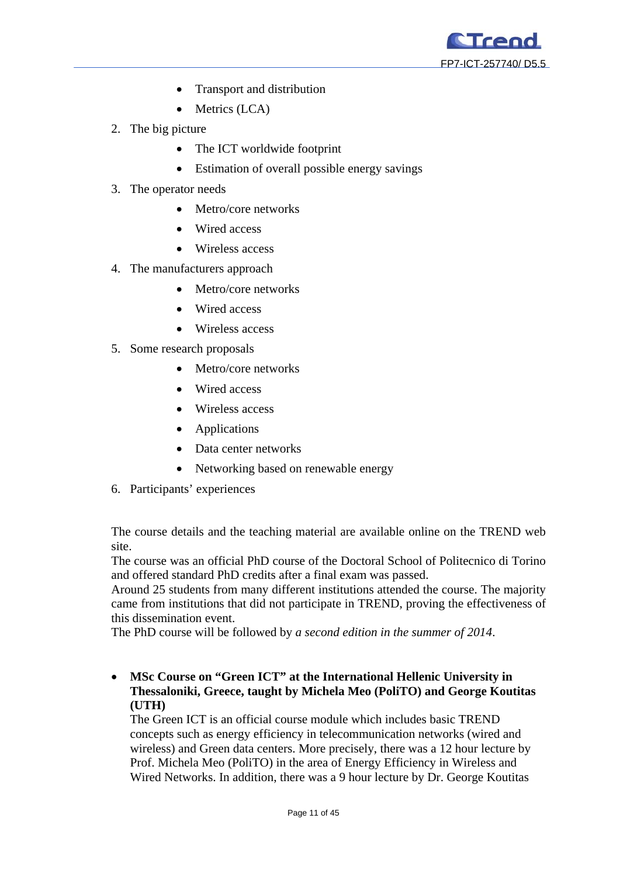- Transport and distribution
   - Metrics (LCA)
2. The big picture
   - The ICT worldwide footprint
   - Estimation of overall possible energy savings
3. The operator needs
   - Metro/core networks
   - Wired access
   - Wireless access
4. The manufacturers approach
   - Metro/core networks
   - Wired access
   - Wireless access
5. Some research proposals
   - Metro/core networks
   - Wired access
   - Wireless access
   - Applications
   - Data center networks
   - Networking based on renewable energy
6. Participants' experiences

The course details and the teaching material are available online on the TREND web site.
The course was an official PhD course of the Doctoral School of Politecnico di Torino and offered standard PhD credits after a final exam was passed.
Around 25 students from many different institutions attended the course. The majority came from institutions that did not participate in TREND, proving the effectiveness of this dissemination event.
The PhD course will be followed by *a second edition in the summer of 2014*.

- **MSc Course on "Green ICT" at the International Hellenic University in Thessaloniki, Greece, taught by Michela Meo (PoliTO) and George Koutitas (UTH)**
  The Green ICT is an official course module which includes basic TREND concepts such as energy efficiency in telecommunication networks (wired and wireless) and Green data centers. More precisely, there was a 12 hour lecture by Prof. Michela Meo (PoliTO) in the area of Energy Efficiency in Wireless and Wired Networks. In addition, there was a 9 hour lecture by Dr. George Koutitas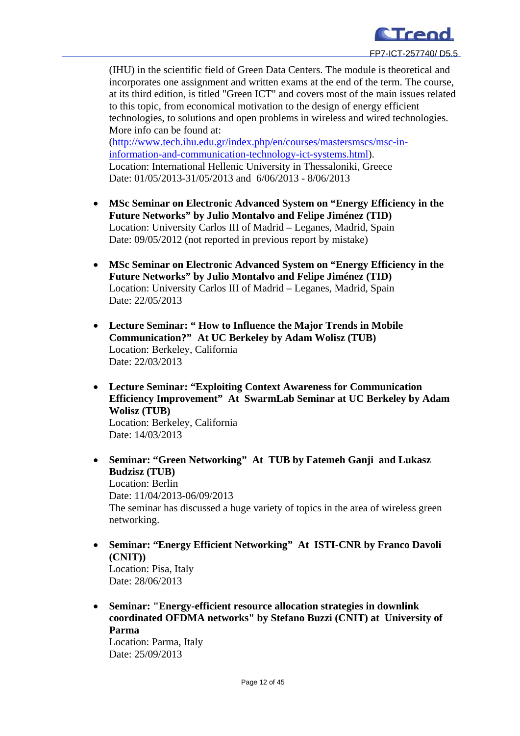(IHU) in the scientific field of Green Data Centers. The module is theoretical and incorporates one assignment and written exams at the end of the term. The course, at its third edition, is titled "Green ICT" and covers most of the main issues related to this topic, from economical motivation to the design of energy efficient technologies, to solutions and open problems in wireless and wired technologies. More info can be found at:
(http://www.tech.ihu.edu.gr/index.php/en/courses/mastersmscs/msc-in-information-and-communication-technology-ict-systems.html).
Location: International Hellenic University in Thessaloniki, Greece
Date: 01/05/2013-31/05/2013 and 6/06/2013 - 8/06/2013

- **MSc Seminar on Electronic Advanced System on "Energy Efficiency in the Future Networks" by Julio Montalvo and Felipe Jiménez (TID)**
  Location: University Carlos III of Madrid – Leganes, Madrid, Spain
  Date: 09/05/2012 (not reported in previous report by mistake)

- **MSc Seminar on Electronic Advanced System on "Energy Efficiency in the Future Networks" by Julio Montalvo and Felipe Jiménez (TID)**
  Location: University Carlos III of Madrid – Leganes, Madrid, Spain
  Date: 22/05/2013

- **Lecture Seminar: " How to Influence the Major Trends in Mobile Communication?" At UC Berkeley by Adam Wolisz (TUB)**
  Location: Berkeley, California
  Date: 22/03/2013

- **Lecture Seminar: "Exploiting Context Awareness for Communication Efficiency Improvement" At SwarmLab Seminar at UC Berkeley by Adam Wolisz (TUB)**
  Location: Berkeley, California
  Date: 14/03/2013

- **Seminar: "Green Networking" At TUB by Fatemeh Ganji and Lukasz Budzisz (TUB)**
  Location: Berlin
  Date: 11/04/2013-06/09/2013
  The seminar has discussed a huge variety of topics in the area of wireless green networking.

- **Seminar: "Energy Efficient Networking" At ISTI-CNR by Franco Davoli (CNIT))**
  Location: Pisa, Italy
  Date: 28/06/2013

- **Seminar: "Energy-efficient resource allocation strategies in downlink coordinated OFDMA networks" by Stefano Buzzi (CNIT) at University of Parma**
  Location: Parma, Italy
  Date: 25/09/2013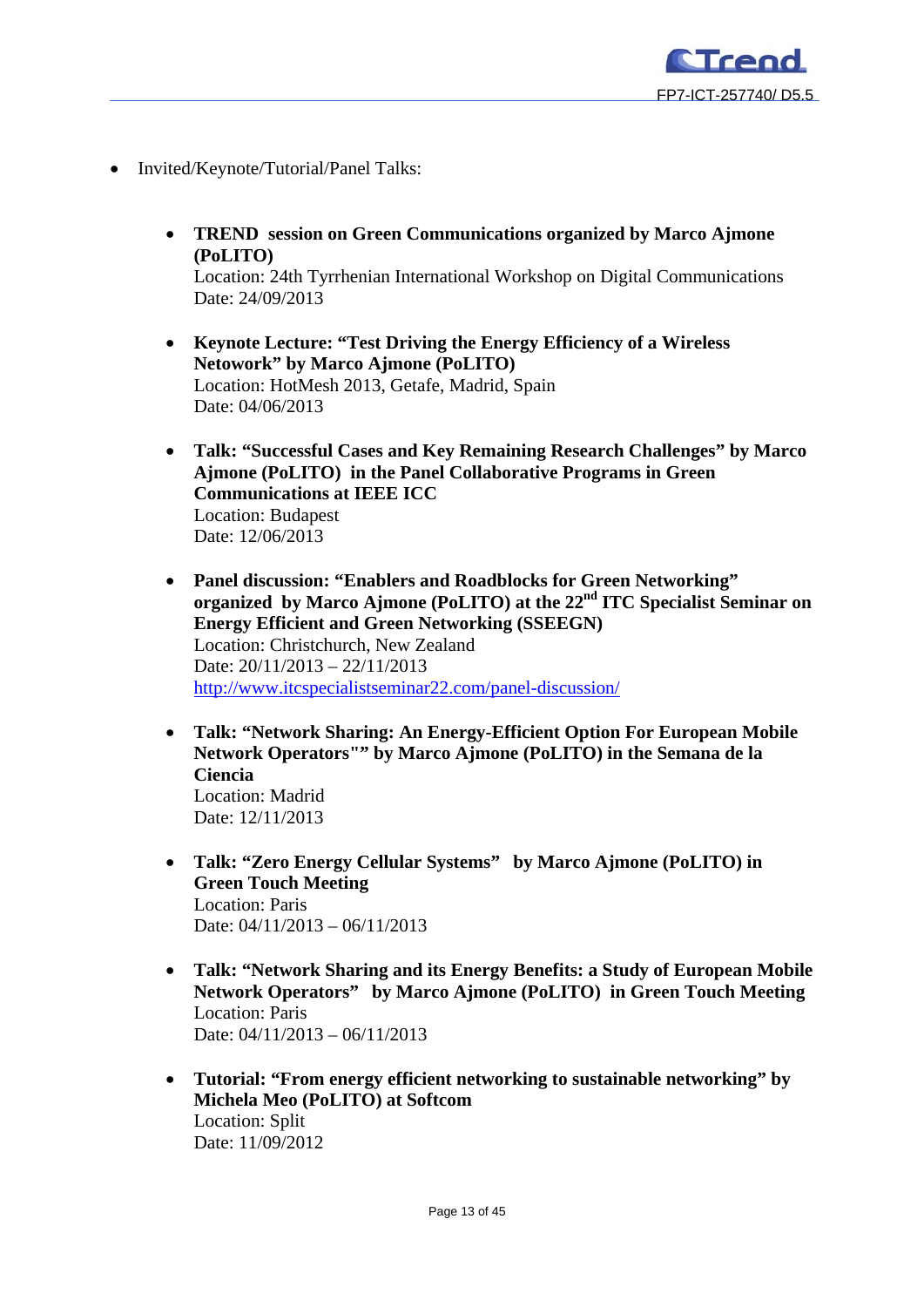- Invited/Keynote/Tutorial/Panel Talks:

  - **TREND session on Green Communications organized by Marco Ajmone (PoLITO)**
    Location: 24th Tyrrhenian International Workshop on Digital Communications
    Date: 24/09/2013

  - **Keynote Lecture: "Test Driving the Energy Efficiency of a Wireless Netowork" by Marco Ajmone (PoLITO)**
    Location: HotMesh 2013, Getafe, Madrid, Spain
    Date: 04/06/2013

  - **Talk: "Successful Cases and Key Remaining Research Challenges" by Marco Ajmone (PoLITO) in the Panel Collaborative Programs in Green Communications at IEEE ICC**
    Location: Budapest
    Date: 12/06/2013

  - **Panel discussion: "Enablers and Roadblocks for Green Networking" organized by Marco Ajmone (PoLITO) at the 22nd ITC Specialist Seminar on Energy Efficient and Green Networking (SSEEGN)**
    Location: Christchurch, New Zealand
    Date: 20/11/2013 – 22/11/2013
    http://www.itcspecialistseminar22.com/panel-discussion/

  - **Talk: "Network Sharing: An Energy-Efficient Option For European Mobile Network Operators"" by Marco Ajmone (PoLITO) in the Semana de la Ciencia**
    Location: Madrid
    Date: 12/11/2013

  - **Talk: "Zero Energy Cellular Systems" by Marco Ajmone (PoLITO) in Green Touch Meeting**
    Location: Paris
    Date: 04/11/2013 – 06/11/2013

  - **Talk: "Network Sharing and its Energy Benefits: a Study of European Mobile Network Operators" by Marco Ajmone (PoLITO) in Green Touch Meeting**
    Location: Paris
    Date: 04/11/2013 – 06/11/2013

  - **Tutorial: "From energy efficient networking to sustainable networking" by Michela Meo (PoLITO) at Softcom**
    Location: Split
    Date: 11/09/2012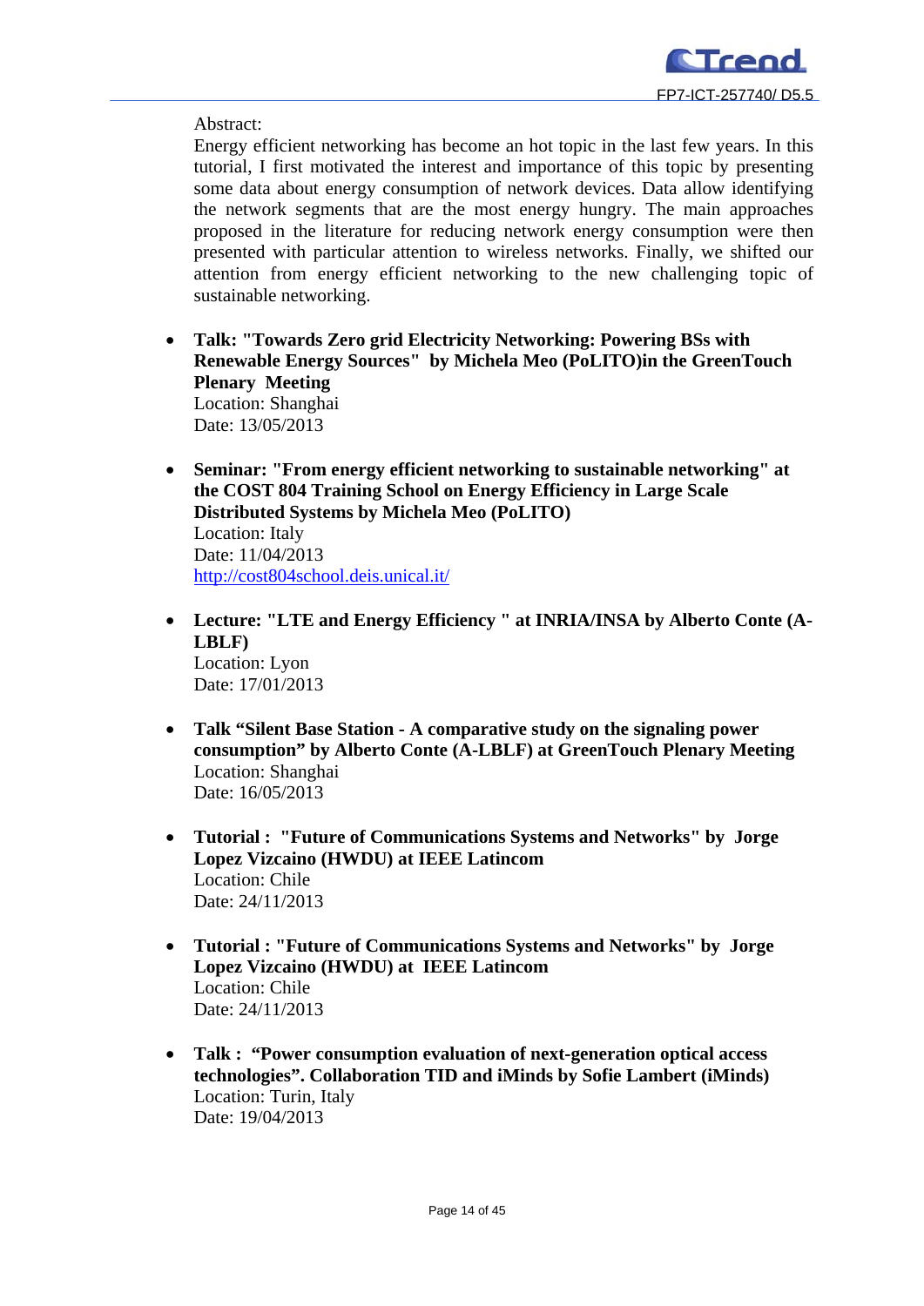Abstract:
Energy efficient networking has become an hot topic in the last few years. In this tutorial, I first motivated the interest and importance of this topic by presenting some data about energy consumption of network devices. Data allow identifying the network segments that are the most energy hungry. The main approaches proposed in the literature for reducing network energy consumption were then presented with particular attention to wireless networks. Finally, we shifted our attention from energy efficient networking to the new challenging topic of sustainable networking.

- **Talk: "Towards Zero grid Electricity Networking: Powering BSs with Renewable Energy Sources" by Michela Meo (PoLITO)in the GreenTouch Plenary Meeting**
  Location: Shanghai
  Date: 13/05/2013

- **Seminar: "From energy efficient networking to sustainable networking" at the COST 804 Training School on Energy Efficiency in Large Scale Distributed Systems by Michela Meo (PoLITO)**
  Location: Italy
  Date: 11/04/2013
  http://cost804school.deis.unical.it/

- **Lecture: "LTE and Energy Efficiency " at INRIA/INSA by Alberto Conte (A-LBLF)**
  Location: Lyon
  Date: 17/01/2013

- **Talk "Silent Base Station - A comparative study on the signaling power consumption" by Alberto Conte (A-LBLF) at GreenTouch Plenary Meeting**
  Location: Shanghai
  Date: 16/05/2013

- **Tutorial : "Future of Communications Systems and Networks" by Jorge Lopez Vizcaino (HWDU) at IEEE Latincom**
  Location: Chile
  Date: 24/11/2013

- **Tutorial : "Future of Communications Systems and Networks" by Jorge Lopez Vizcaino (HWDU) at IEEE Latincom**
  Location: Chile
  Date: 24/11/2013

- **Talk : "Power consumption evaluation of next-generation optical access technologies". Collaboration TID and iMinds by Sofie Lambert (iMinds)**
  Location: Turin, Italy
  Date: 19/04/2013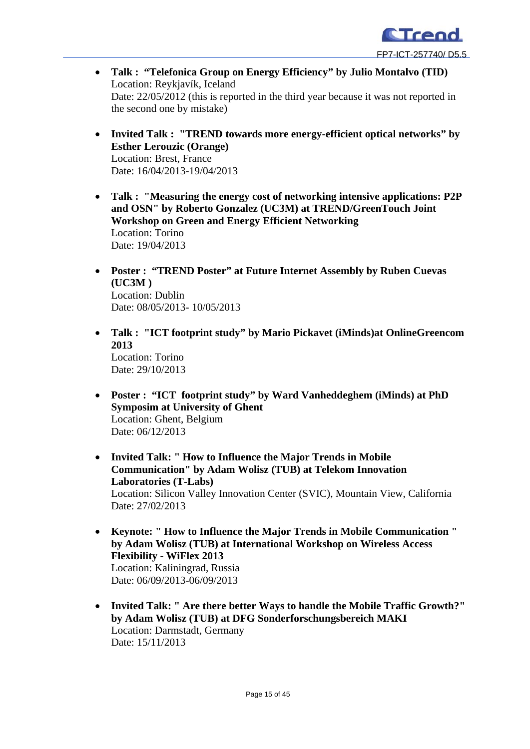- **Talk : "Telefonica Group on Energy Efficiency" by Julio Montalvo (TID)**
  Location: Reykjavík, Iceland
  Date: 22/05/2012 (this is reported in the third year because it was not reported in the second one by mistake)

- **Invited Talk : "TREND towards more energy-efficient optical networks" by Esther Lerouzic (Orange)**
  Location: Brest, France
  Date: 16/04/2013-19/04/2013

- **Talk : "Measuring the energy cost of networking intensive applications: P2P and OSN" by Roberto Gonzalez (UC3M) at TREND/GreenTouch Joint Workshop on Green and Energy Efficient Networking**
  Location: Torino
  Date: 19/04/2013

- **Poster : "TREND Poster" at Future Internet Assembly by Ruben Cuevas (UC3M )**
  Location: Dublin
  Date: 08/05/2013- 10/05/2013

- **Talk : "ICT footprint study" by Mario Pickavet (iMinds)at OnlineGreencom 2013**
  Location: Torino
  Date: 29/10/2013

- **Poster : "ICT footprint study" by Ward Vanheddeghem (iMinds) at PhD Symposim at University of Ghent**
  Location: Ghent, Belgium
  Date: 06/12/2013

- **Invited Talk: " How to Influence the Major Trends in Mobile Communication" by Adam Wolisz (TUB) at Telekom Innovation Laboratories (T-Labs)**
  Location: Silicon Valley Innovation Center (SVIC), Mountain View, California
  Date: 27/02/2013

- **Keynote: " How to Influence the Major Trends in Mobile Communication " by Adam Wolisz (TUB) at International Workshop on Wireless Access Flexibility - WiFlex 2013**
  Location: Kaliningrad, Russia
  Date: 06/09/2013-06/09/2013

- **Invited Talk: " Are there better Ways to handle the Mobile Traffic Growth?" by Adam Wolisz (TUB) at DFG Sonderforschungsbereich MAKI**
  Location: Darmstadt, Germany
  Date: 15/11/2013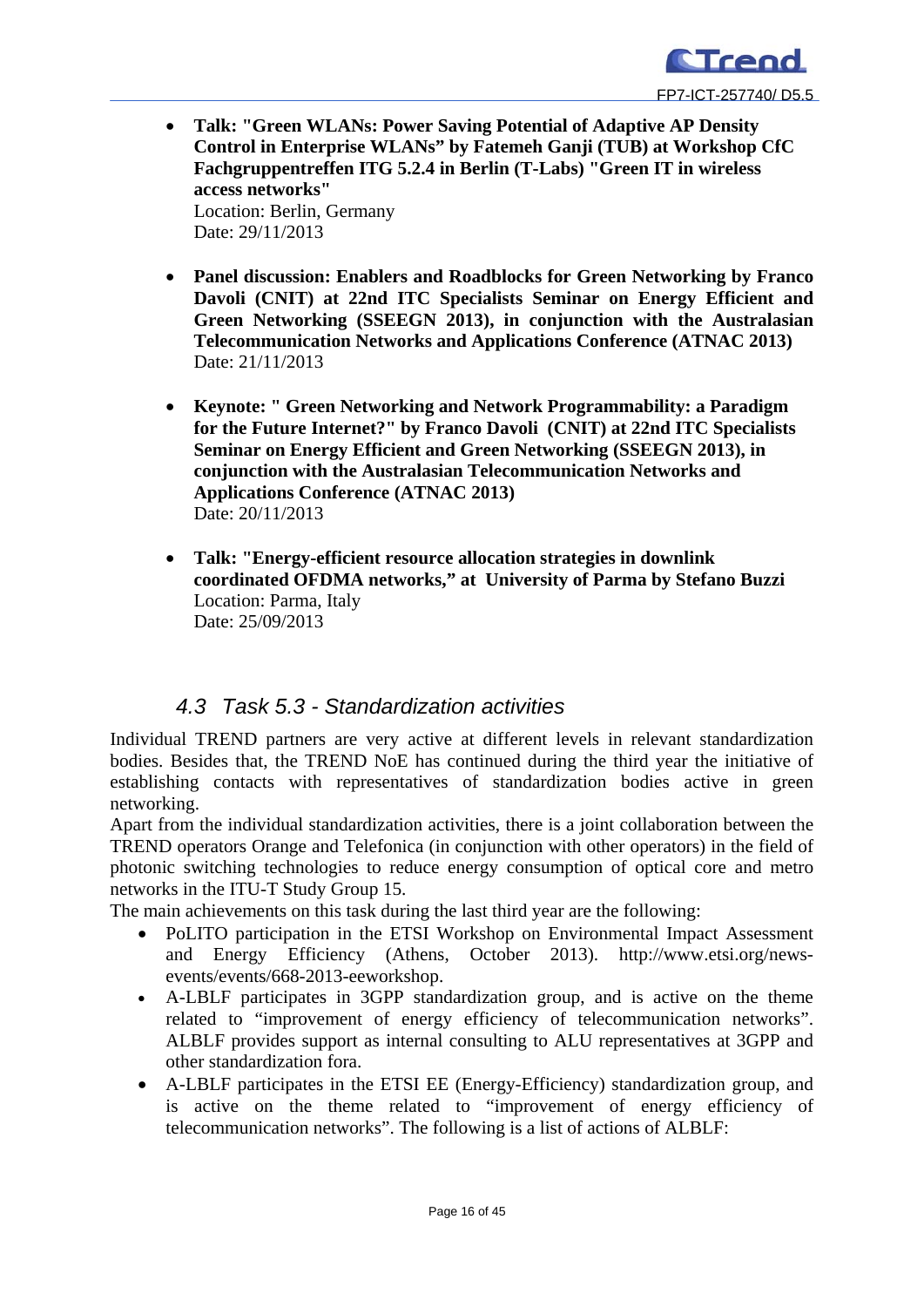- **Talk: "Green WLANs: Power Saving Potential of Adaptive AP Density Control in Enterprise WLANs" by Fatemeh Ganji (TUB) at Workshop CfC Fachgruppentreffen ITG 5.2.4 in Berlin (T-Labs) "Green IT in wireless access networks"**
  Location: Berlin, Germany
  Date: 29/11/2013

- **Panel discussion: Enablers and Roadblocks for Green Networking by Franco Davoli (CNIT) at 22nd ITC Specialists Seminar on Energy Efficient and Green Networking (SSEEGN 2013), in conjunction with the Australasian Telecommunication Networks and Applications Conference (ATNAC 2013)**
  Date: 21/11/2013

- **Keynote: " Green Networking and Network Programmability: a Paradigm for the Future Internet?" by Franco Davoli (CNIT) at 22nd ITC Specialists Seminar on Energy Efficient and Green Networking (SSEEGN 2013), in conjunction with the Australasian Telecommunication Networks and Applications Conference (ATNAC 2013)**
  Date: 20/11/2013

- **Talk: "Energy-efficient resource allocation strategies in downlink coordinated OFDMA networks," at University of Parma by Stefano Buzzi**
  Location: Parma, Italy
  Date: 25/09/2013

## *4.3 Task 5.3 - Standardization activities*

Individual TREND partners are very active at different levels in relevant standardization bodies. Besides that, the TREND NoE has continued during the third year the initiative of establishing contacts with representatives of standardization bodies active in green networking.

Apart from the individual standardization activities, there is a joint collaboration between the TREND operators Orange and Telefonica (in conjunction with other operators) in the field of photonic switching technologies to reduce energy consumption of optical core and metro networks in the ITU-T Study Group 15.

The main achievements on this task during the last third year are the following:

- PoLITO participation in the ETSI Workshop on Environmental Impact Assessment and Energy Efficiency (Athens, October 2013). http://www.etsi.org/news-events/events/668-2013-eeworkshop.
- A-LBLF participates in 3GPP standardization group, and is active on the theme related to "improvement of energy efficiency of telecommunication networks". ALBLF provides support as internal consulting to ALU representatives at 3GPP and other standardization fora.
- A-LBLF participates in the ETSI EE (Energy-Efficiency) standardization group, and is active on the theme related to "improvement of energy efficiency of telecommunication networks". The following is a list of actions of ALBLF: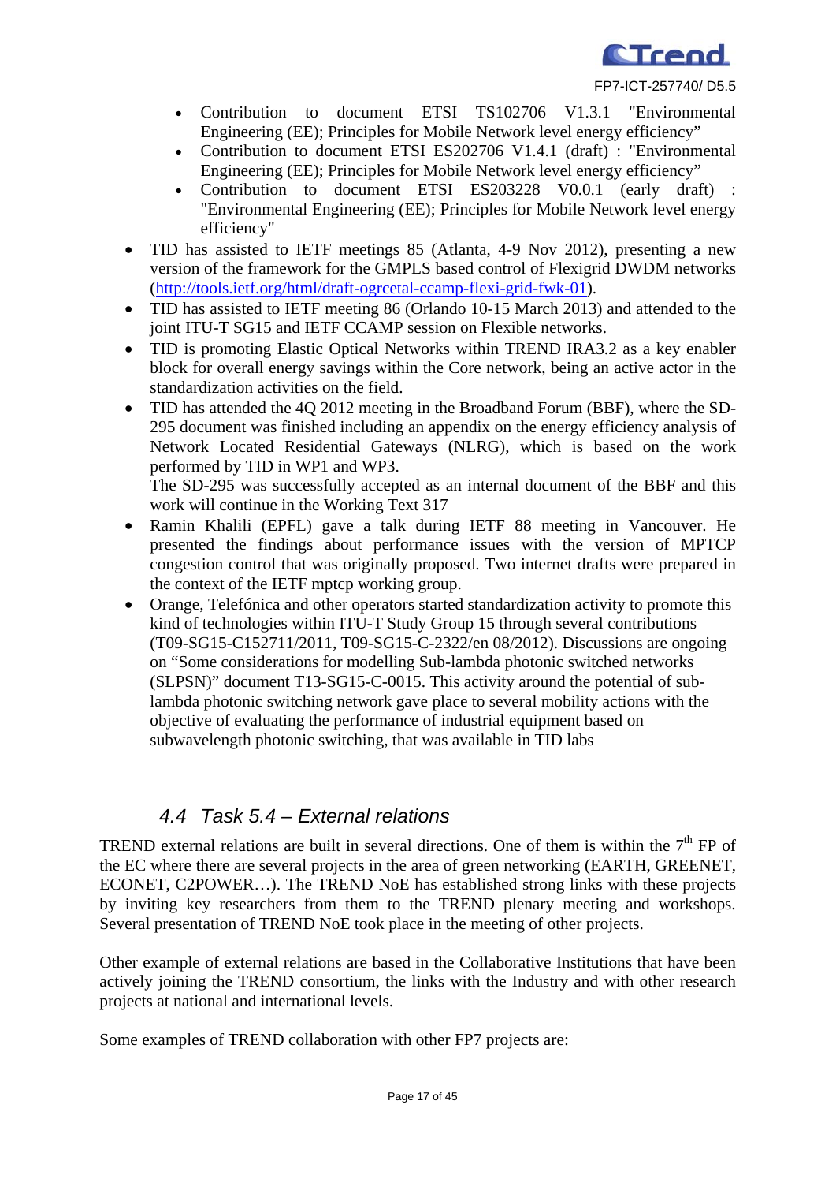- Contribution to document ETSI TS102706 V1.3.1 "Environmental Engineering (EE); Principles for Mobile Network level energy efficiency"
  - Contribution to document ETSI ES202706 V1.4.1 (draft) : "Environmental Engineering (EE); Principles for Mobile Network level energy efficiency"
  - Contribution to document ETSI ES203228 V0.0.1 (early draft) : "Environmental Engineering (EE); Principles for Mobile Network level energy efficiency"
- TID has assisted to IETF meetings 85 (Atlanta, 4-9 Nov 2012), presenting a new version of the framework for the GMPLS based control of Flexigrid DWDM networks (http://tools.ietf.org/html/draft-ogrcetal-ccamp-flexi-grid-fwk-01).
- TID has assisted to IETF meeting 86 (Orlando 10-15 March 2013) and attended to the joint ITU-T SG15 and IETF CCAMP session on Flexible networks.
- TID is promoting Elastic Optical Networks within TREND IRA3.2 as a key enabler block for overall energy savings within the Core network, being an active actor in the standardization activities on the field.
- TID has attended the 4Q 2012 meeting in the Broadband Forum (BBF), where the SD-295 document was finished including an appendix on the energy efficiency analysis of Network Located Residential Gateways (NLRG), which is based on the work performed by TID in WP1 and WP3.
  The SD-295 was successfully accepted as an internal document of the BBF and this work will continue in the Working Text 317
- Ramin Khalili (EPFL) gave a talk during IETF 88 meeting in Vancouver. He presented the findings about performance issues with the version of MPTCP congestion control that was originally proposed. Two internet drafts were prepared in the context of the IETF mptcp working group.
- Orange, Telefónica and other operators started standardization activity to promote this kind of technologies within ITU-T Study Group 15 through several contributions (T09-SG15-C152711/2011, T09-SG15-C-2322/en 08/2012). Discussions are ongoing on “Some considerations for modelling Sub-lambda photonic switched networks (SLPSN)” document T13-SG15-C-0015. This activity around the potential of sub-lambda photonic switching network gave place to several mobility actions with the objective of evaluating the performance of industrial equipment based on subwavelength photonic switching, that was available in TID labs

## *4.4 Task 5.4 – External relations*

TREND external relations are built in several directions. One of them is within the 7th FP of the EC where there are several projects in the area of green networking (EARTH, GREENET, ECONET, C2POWER…). The TREND NoE has established strong links with these projects by inviting key researchers from them to the TREND plenary meeting and workshops. Several presentation of TREND NoE took place in the meeting of other projects.

Other example of external relations are based in the Collaborative Institutions that have been actively joining the TREND consortium, the links with the Industry and with other research projects at national and international levels.

Some examples of TREND collaboration with other FP7 projects are: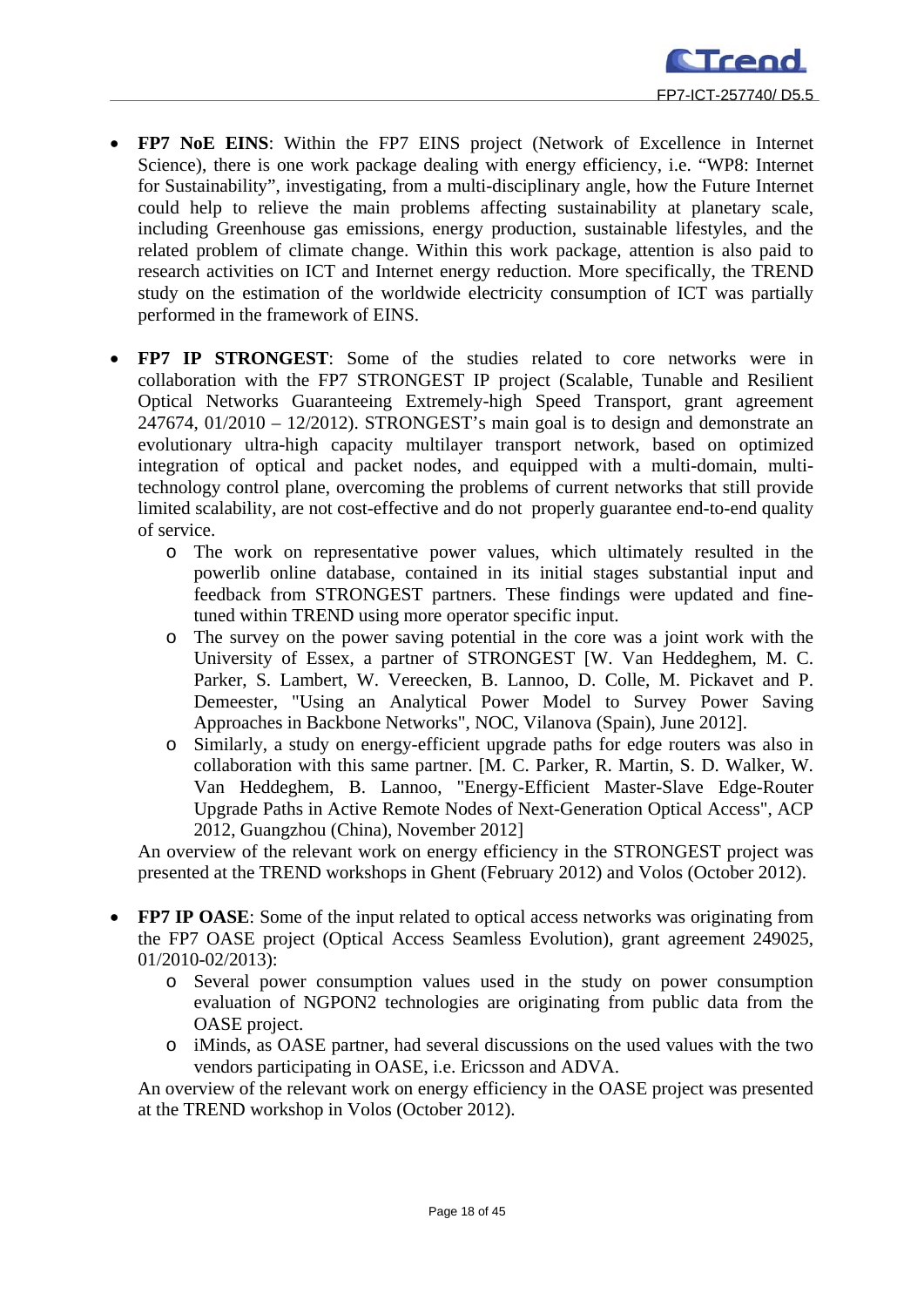- **FP7 NoE EINS**: Within the FP7 EINS project (Network of Excellence in Internet Science), there is one work package dealing with energy efficiency, i.e. "WP8: Internet for Sustainability", investigating, from a multi-disciplinary angle, how the Future Internet could help to relieve the main problems affecting sustainability at planetary scale, including Greenhouse gas emissions, energy production, sustainable lifestyles, and the related problem of climate change. Within this work package, attention is also paid to research activities on ICT and Internet energy reduction. More specifically, the TREND study on the estimation of the worldwide electricity consumption of ICT was partially performed in the framework of EINS.

- **FP7 IP STRONGEST**: Some of the studies related to core networks were in collaboration with the FP7 STRONGEST IP project (Scalable, Tunable and Resilient Optical Networks Guaranteeing Extremely-high Speed Transport, grant agreement 247674, 01/2010 – 12/2012). STRONGEST's main goal is to design and demonstrate an evolutionary ultra-high capacity multilayer transport network, based on optimized integration of optical and packet nodes, and equipped with a multi-domain, multi-technology control plane, overcoming the problems of current networks that still provide limited scalability, are not cost-effective and do not properly guarantee end-to-end quality of service.
    - The work on representative power values, which ultimately resulted in the powerlib online database, contained in its initial stages substantial input and feedback from STRONGEST partners. These findings were updated and fine-tuned within TREND using more operator specific input.
    - The survey on the power saving potential in the core was a joint work with the University of Essex, a partner of STRONGEST [W. Van Heddeghem, M. C. Parker, S. Lambert, W. Vereecken, B. Lannoo, D. Colle, M. Pickavet and P. Demeester, "Using an Analytical Power Model to Survey Power Saving Approaches in Backbone Networks", NOC, Vilanova (Spain), June 2012].
    - Similarly, a study on energy-efficient upgrade paths for edge routers was also in collaboration with this same partner. [M. C. Parker, R. Martin, S. D. Walker, W. Van Heddeghem, B. Lannoo, "Energy-Efficient Master-Slave Edge-Router Upgrade Paths in Active Remote Nodes of Next-Generation Optical Access", ACP 2012, Guangzhou (China), November 2012]

  An overview of the relevant work on energy efficiency in the STRONGEST project was presented at the TREND workshops in Ghent (February 2012) and Volos (October 2012).

- **FP7 IP OASE**: Some of the input related to optical access networks was originating from the FP7 OASE project (Optical Access Seamless Evolution), grant agreement 249025, 01/2010-02/2013):
    - Several power consumption values used in the study on power consumption evaluation of NGPON2 technologies are originating from public data from the OASE project.
    - iMinds, as OASE partner, had several discussions on the used values with the two vendors participating in OASE, i.e. Ericsson and ADVA.

  An overview of the relevant work on energy efficiency in the OASE project was presented at the TREND workshop in Volos (October 2012).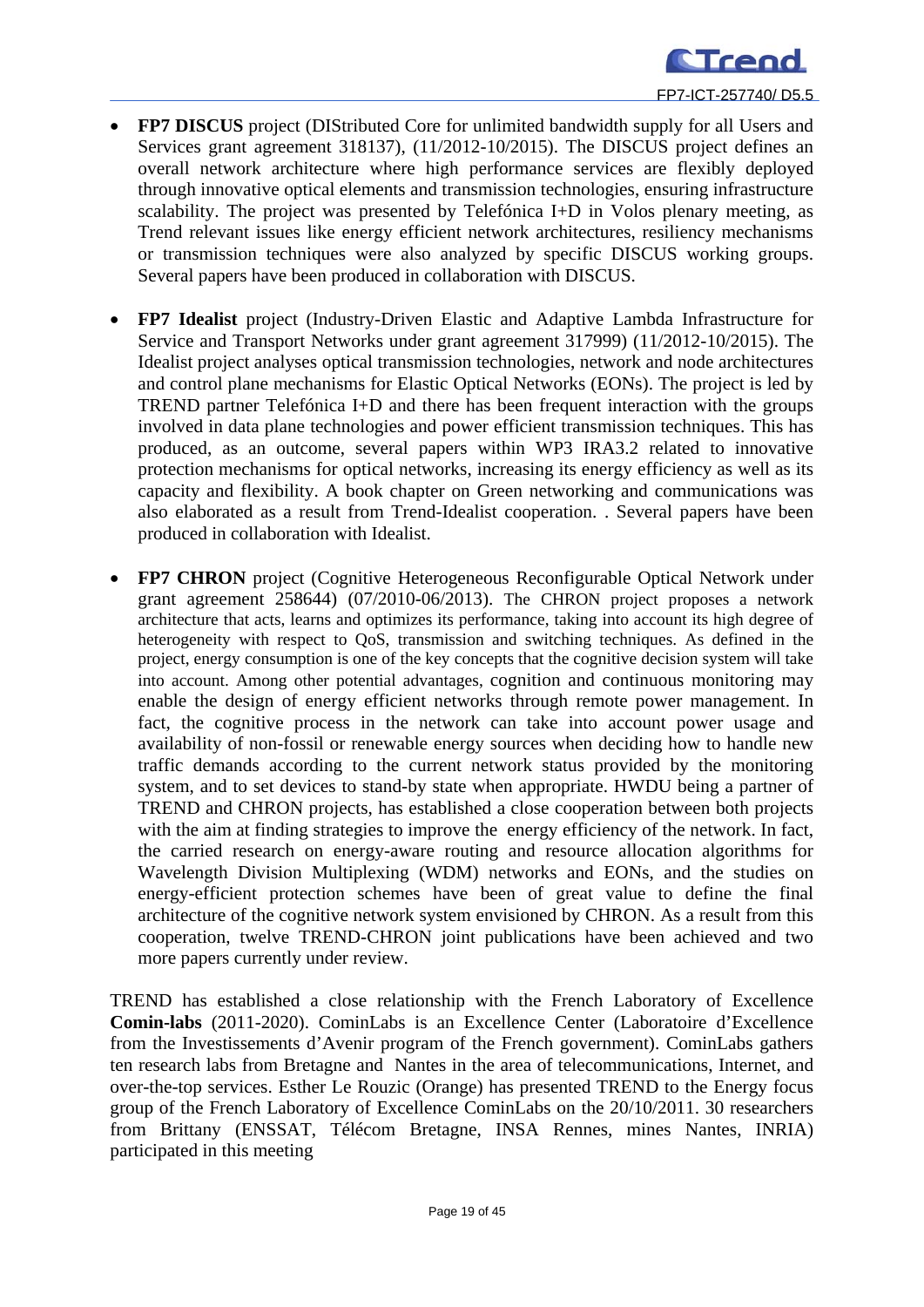- **FP7 DISCUS** project (DIStributed Core for unlimited bandwidth supply for all Users and Services grant agreement 318137), (11/2012-10/2015). The DISCUS project defines an overall network architecture where high performance services are flexibly deployed through innovative optical elements and transmission technologies, ensuring infrastructure scalability. The project was presented by Telefónica I+D in Volos plenary meeting, as Trend relevant issues like energy efficient network architectures, resiliency mechanisms or transmission techniques were also analyzed by specific DISCUS working groups. Several papers have been produced in collaboration with DISCUS.

- **FP7 Idealist** project (Industry-Driven Elastic and Adaptive Lambda Infrastructure for Service and Transport Networks under grant agreement 317999) (11/2012-10/2015). The Idealist project analyses optical transmission technologies, network and node architectures and control plane mechanisms for Elastic Optical Networks (EONs). The project is led by TREND partner Telefónica I+D and there has been frequent interaction with the groups involved in data plane technologies and power efficient transmission techniques. This has produced, as an outcome, several papers within WP3 IRA3.2 related to innovative protection mechanisms for optical networks, increasing its energy efficiency as well as its capacity and flexibility. A book chapter on Green networking and communications was also elaborated as a result from Trend-Idealist cooperation. . Several papers have been produced in collaboration with Idealist.

- **FP7 CHRON** project (Cognitive Heterogeneous Reconfigurable Optical Network under grant agreement 258644) (07/2010-06/2013). The CHRON project proposes a network architecture that acts, learns and optimizes its performance, taking into account its high degree of heterogeneity with respect to QoS, transmission and switching techniques. As defined in the project, energy consumption is one of the key concepts that the cognitive decision system will take into account. Among other potential advantages, cognition and continuous monitoring may enable the design of energy efficient networks through remote power management. In fact, the cognitive process in the network can take into account power usage and availability of non-fossil or renewable energy sources when deciding how to handle new traffic demands according to the current network status provided by the monitoring system, and to set devices to stand-by state when appropriate. HWDU being a partner of TREND and CHRON projects, has established a close cooperation between both projects with the aim at finding strategies to improve the energy efficiency of the network. In fact, the carried research on energy-aware routing and resource allocation algorithms for Wavelength Division Multiplexing (WDM) networks and EONs, and the studies on energy-efficient protection schemes have been of great value to define the final architecture of the cognitive network system envisioned by CHRON. As a result from this cooperation, twelve TREND-CHRON joint publications have been achieved and two more papers currently under review.

TREND has established a close relationship with the French Laboratory of Excellence **Comin-labs** (2011-2020). CominLabs is an Excellence Center (Laboratoire d'Excellence from the Investissements d'Avenir program of the French government). CominLabs gathers ten research labs from Bretagne and Nantes in the area of telecommunications, Internet, and over-the-top services. Esther Le Rouzic (Orange) has presented TREND to the Energy focus group of the French Laboratory of Excellence CominLabs on the 20/10/2011. 30 researchers from Brittany (ENSSAT, Télécom Bretagne, INSA Rennes, mines Nantes, INRIA) participated in this meeting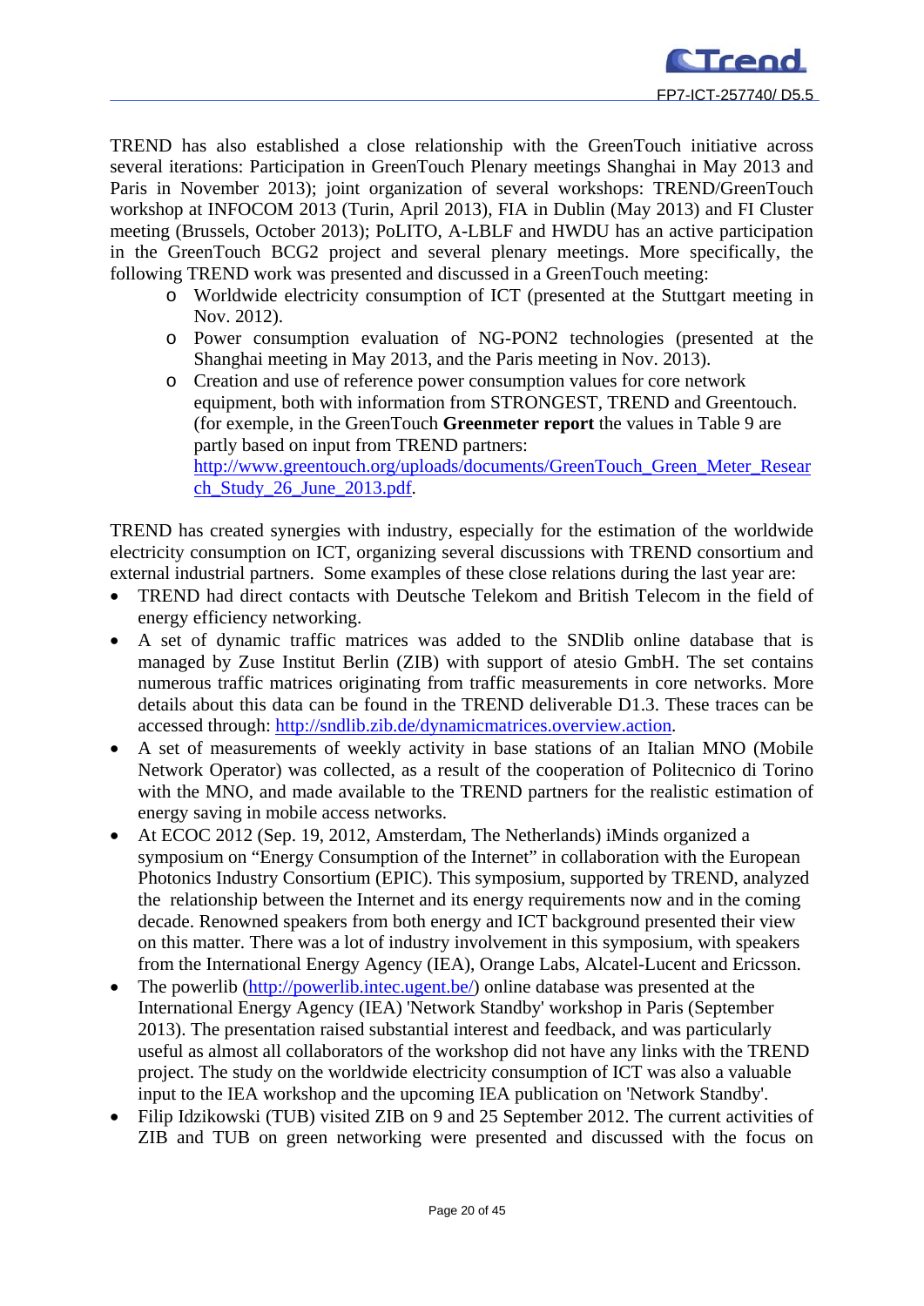TREND has also established a close relationship with the GreenTouch initiative across several iterations: Participation in GreenTouch Plenary meetings Shanghai in May 2013 and Paris in November 2013); joint organization of several workshops: TREND/GreenTouch workshop at INFOCOM 2013 (Turin, April 2013), FIA in Dublin (May 2013) and FI Cluster meeting (Brussels, October 2013); PoLITO, A-LBLF and HWDU has an active participation in the GreenTouch BCG2 project and several plenary meetings. More specifically, the following TREND work was presented and discussed in a GreenTouch meeting:

- Worldwide electricity consumption of ICT (presented at the Stuttgart meeting in Nov. 2012).
- Power consumption evaluation of NG-PON2 technologies (presented at the Shanghai meeting in May 2013, and the Paris meeting in Nov. 2013).
- Creation and use of reference power consumption values for core network equipment, both with information from STRONGEST, TREND and Greentouch. (for exemple, in the GreenTouch **Greenmeter report** the values in Table 9 are partly based on input from TREND partners: [http://www.greentouch.org/uploads/documents/GreenTouch_Green_Meter_Research_Study_26_June_2013.pdf](http://www.greentouch.org/uploads/documents/GreenTouch_Green_Meter_Research_Study_26_June_2013.pdf).

TREND has created synergies with industry, especially for the estimation of the worldwide electricity consumption on ICT, organizing several discussions with TREND consortium and external industrial partners. Some examples of these close relations during the last year are:

- TREND had direct contacts with Deutsche Telekom and British Telecom in the field of energy efficiency networking.
- A set of dynamic traffic matrices was added to the SNDlib online database that is managed by Zuse Institut Berlin (ZIB) with support of atesio GmbH. The set contains numerous traffic matrices originating from traffic measurements in core networks. More details about this data can be found in the TREND deliverable D1.3. These traces can be accessed through: [http://sndlib.zib.de/dynamicmatrices.overview.action](http://sndlib.zib.de/dynamicmatrices.overview.action).
- A set of measurements of weekly activity in base stations of an Italian MNO (Mobile Network Operator) was collected, as a result of the cooperation of Politecnico di Torino with the MNO, and made available to the TREND partners for the realistic estimation of energy saving in mobile access networks.
- At ECOC 2012 (Sep. 19, 2012, Amsterdam, The Netherlands) iMinds organized a symposium on “Energy Consumption of the Internet” in collaboration with the European Photonics Industry Consortium (EPIC). This symposium, supported by TREND, analyzed the relationship between the Internet and its energy requirements now and in the coming decade. Renowned speakers from both energy and ICT background presented their view on this matter. There was a lot of industry involvement in this symposium, with speakers from the International Energy Agency (IEA), Orange Labs, Alcatel-Lucent and Ericsson.
- The powerlib ([http://powerlib.intec.ugent.be/](http://powerlib.intec.ugent.be/)) online database was presented at the International Energy Agency (IEA) 'Network Standby' workshop in Paris (September 2013). The presentation raised substantial interest and feedback, and was particularly useful as almost all collaborators of the workshop did not have any links with the TREND project. The study on the worldwide electricity consumption of ICT was also a valuable input to the IEA workshop and the upcoming IEA publication on 'Network Standby'.
- Filip Idzikowski (TUB) visited ZIB on 9 and 25 September 2012. The current activities of ZIB and TUB on green networking were presented and discussed with the focus on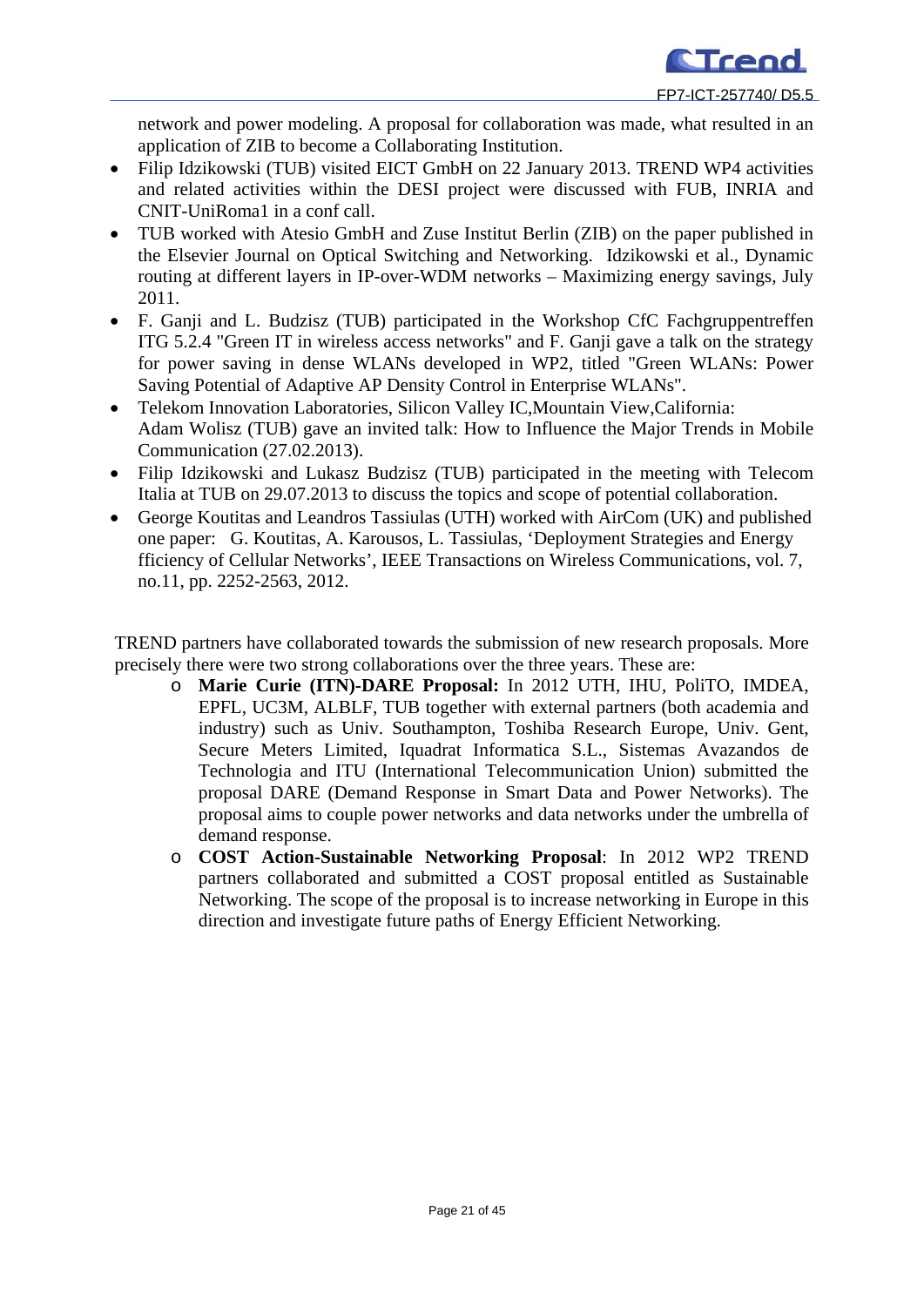network and power modeling. A proposal for collaboration was made, what resulted in an application of ZIB to become a Collaborating Institution.

- Filip Idzikowski (TUB) visited EICT GmbH on 22 January 2013. TREND WP4 activities and related activities within the DESI project were discussed with FUB, INRIA and CNIT-UniRoma1 in a conf call.
- TUB worked with Atesio GmbH and Zuse Institut Berlin (ZIB) on the paper published in the Elsevier Journal on Optical Switching and Networking. Idzikowski et al., Dynamic routing at different layers in IP-over-WDM networks – Maximizing energy savings, July 2011.
- F. Ganji and L. Budzisz (TUB) participated in the Workshop CfC Fachgruppentreffen ITG 5.2.4 "Green IT in wireless access networks" and F. Ganji gave a talk on the strategy for power saving in dense WLANs developed in WP2, titled "Green WLANs: Power Saving Potential of Adaptive AP Density Control in Enterprise WLANs".
- Telekom Innovation Laboratories, Silicon Valley IC,Mountain View,California: Adam Wolisz (TUB) gave an invited talk: How to Influence the Major Trends in Mobile Communication (27.02.2013).
- Filip Idzikowski and Lukasz Budzisz (TUB) participated in the meeting with Telecom Italia at TUB on 29.07.2013 to discuss the topics and scope of potential collaboration.
- George Koutitas and Leandros Tassiulas (UTH) worked with AirCom (UK) and published one paper: G. Koutitas, A. Karousos, L. Tassiulas, 'Deployment Strategies and Energy fficiency of Cellular Networks', IEEE Transactions on Wireless Communications, vol. 7, no.11, pp. 2252-2563, 2012.

TREND partners have collaborated towards the submission of new research proposals. More precisely there were two strong collaborations over the three years. These are:

- **Marie Curie (ITN)-DARE Proposal:** In 2012 UTH, IHU, PoliTO, IMDEA, EPFL, UC3M, ALBLF, TUB together with external partners (both academia and industry) such as Univ. Southampton, Toshiba Research Europe, Univ. Gent, Secure Meters Limited, Iquadrat Informatica S.L., Sistemas Avazandos de Technologia and ITU (International Telecommunication Union) submitted the proposal DARE (Demand Response in Smart Data and Power Networks). The proposal aims to couple power networks and data networks under the umbrella of demand response.
- **COST Action-Sustainable Networking Proposal**: In 2012 WP2 TREND partners collaborated and submitted a COST proposal entitled as Sustainable Networking. The scope of the proposal is to increase networking in Europe in this direction and investigate future paths of Energy Efficient Networking.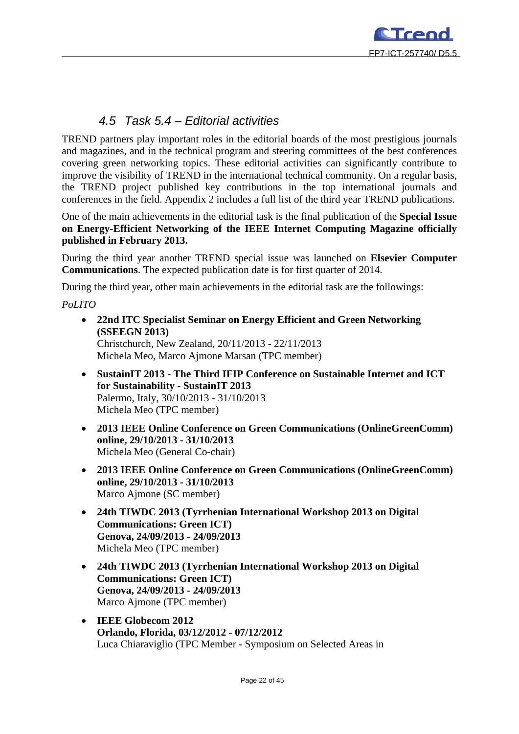## 4.5 Task 5.4 – Editorial activities

TREND partners play important roles in the editorial boards of the most prestigious journals and magazines, and in the technical program and steering committees of the best conferences covering green networking topics. These editorial activities can significantly contribute to improve the visibility of TREND in the international technical community. On a regular basis, the TREND project published key contributions in the top international journals and conferences in the field. Appendix 2 includes a full list of the third year TREND publications.

One of the main achievements in the editorial task is the final publication of the **Special Issue on Energy-Efficient Networking of the IEEE Internet Computing Magazine officially published in February 2013.**

During the third year another TREND special issue was launched on **Elsevier Computer Communications**. The expected publication date is for first quarter of 2014.

During the third year, other main achievements in the editorial task are the followings:

*PoLITO*

- **22nd ITC Specialist Seminar on Energy Efficient and Green Networking (SSEEGN 2013)**
  Christchurch, New Zealand, 20/11/2013 - 22/11/2013
  Michela Meo, Marco Ajmone Marsan (TPC member)
- **SustainIT 2013 - The Third IFIP Conference on Sustainable Internet and ICT for Sustainability - SustainIT 2013**
  Palermo, Italy, 30/10/2013 - 31/10/2013
  Michela Meo (TPC member)
- **2013 IEEE Online Conference on Green Communications (OnlineGreenComm) online, 29/10/2013 - 31/10/2013**
  Michela Meo (General Co-chair)
- **2013 IEEE Online Conference on Green Communications (OnlineGreenComm) online, 29/10/2013 - 31/10/2013**
  Marco Ajmone (SC member)
- **24th TIWDC 2013 (Tyrrhenian International Workshop 2013 on Digital Communications: Green ICT)**
  **Genova, 24/09/2013 - 24/09/2013**
  Michela Meo (TPC member)
- **24th TIWDC 2013 (Tyrrhenian International Workshop 2013 on Digital Communications: Green ICT)**
  **Genova, 24/09/2013 - 24/09/2013**
  Marco Ajmone (TPC member)
- **IEEE Globecom 2012**
  **Orlando, Florida, 03/12/2012 - 07/12/2012**
  Luca Chiaraviglio (TPC Member - Symposium on Selected Areas in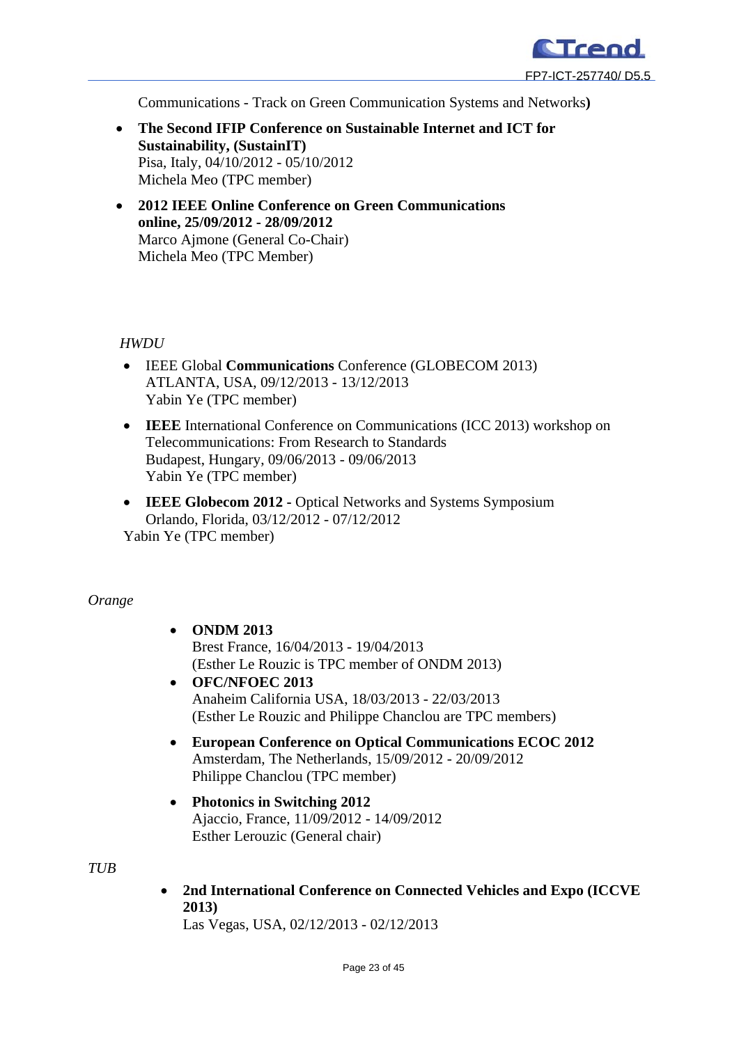Communications - Track on Green Communication Systems and Networks**)**

- **The Second IFIP Conference on Sustainable Internet and ICT for Sustainability, (SustainIT)**
  Pisa, Italy, 04/10/2012 - 05/10/2012
  Michela Meo (TPC member)
- **2012 IEEE Online Conference on Green Communications online, 25/09/2012 - 28/09/2012**
  Marco Ajmone (General Co-Chair)
  Michela Meo (TPC Member)

*HWDU*

- IEEE Global **Communications** Conference (GLOBECOM 2013)
  ATLANTA, USA, 09/12/2013 - 13/12/2013
  Yabin Ye (TPC member)
- **IEEE** International Conference on Communications (ICC 2013) workshop on Telecommunications: From Research to Standards
  Budapest, Hungary, 09/06/2013 - 09/06/2013
  Yabin Ye (TPC member)
- **IEEE Globecom 2012 -** Optical Networks and Systems Symposium
  Orlando, Florida, 03/12/2012 - 07/12/2012

Yabin Ye (TPC member)

*Orange*

- **ONDM 2013**
  Brest France, 16/04/2013 - 19/04/2013
  (Esther Le Rouzic is TPC member of ONDM 2013)
- **OFC/NFOEC 2013**
  Anaheim California USA, 18/03/2013 - 22/03/2013
  (Esther Le Rouzic and Philippe Chanclou are TPC members)
- **European Conference on Optical Communications ECOC 2012**
  Amsterdam, The Netherlands, 15/09/2012 - 20/09/2012
  Philippe Chanclou (TPC member)
- **Photonics in Switching 2012**
  Ajaccio, France, 11/09/2012 - 14/09/2012
  Esther Lerouzic (General chair)

*TUB*

- **2nd International Conference on Connected Vehicles and Expo (ICCVE 2013)**
  Las Vegas, USA, 02/12/2013 - 02/12/2013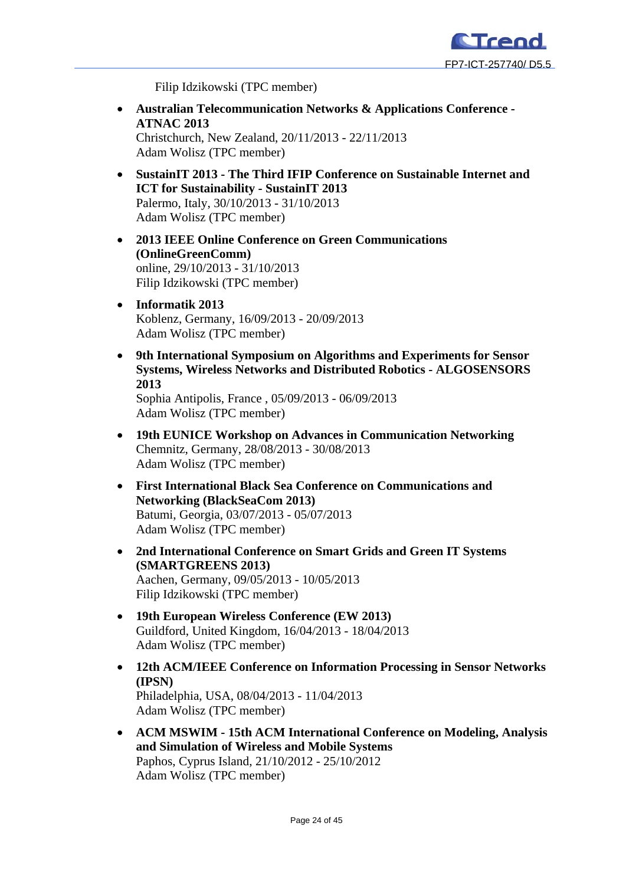Filip Idzikowski (TPC member)

- **Australian Telecommunication Networks & Applications Conference - ATNAC 2013**
  Christchurch, New Zealand, 20/11/2013 - 22/11/2013
  Adam Wolisz (TPC member)

- **SustainIT 2013 - The Third IFIP Conference on Sustainable Internet and ICT for Sustainability - SustainIT 2013**
  Palermo, Italy, 30/10/2013 - 31/10/2013
  Adam Wolisz (TPC member)

- **2013 IEEE Online Conference on Green Communications (OnlineGreenComm)**
  online, 29/10/2013 - 31/10/2013
  Filip Idzikowski (TPC member)

- **Informatik 2013**
  Koblenz, Germany, 16/09/2013 - 20/09/2013
  Adam Wolisz (TPC member)

- **9th International Symposium on Algorithms and Experiments for Sensor Systems, Wireless Networks and Distributed Robotics - ALGOSENSORS 2013**
  Sophia Antipolis, France , 05/09/2013 - 06/09/2013
  Adam Wolisz (TPC member)

- **19th EUNICE Workshop on Advances in Communication Networking**
  Chemnitz, Germany, 28/08/2013 - 30/08/2013
  Adam Wolisz (TPC member)

- **First International Black Sea Conference on Communications and Networking (BlackSeaCom 2013)**
  Batumi, Georgia, 03/07/2013 - 05/07/2013
  Adam Wolisz (TPC member)

- **2nd International Conference on Smart Grids and Green IT Systems (SMARTGREENS 2013)**
  Aachen, Germany, 09/05/2013 - 10/05/2013
  Filip Idzikowski (TPC member)

- **19th European Wireless Conference (EW 2013)**
  Guildford, United Kingdom, 16/04/2013 - 18/04/2013
  Adam Wolisz (TPC member)

- **12th ACM/IEEE Conference on Information Processing in Sensor Networks (IPSN)**
  Philadelphia, USA, 08/04/2013 - 11/04/2013
  Adam Wolisz (TPC member)

- **ACM MSWIM - 15th ACM International Conference on Modeling, Analysis and Simulation of Wireless and Mobile Systems**
  Paphos, Cyprus Island, 21/10/2012 - 25/10/2012
  Adam Wolisz (TPC member)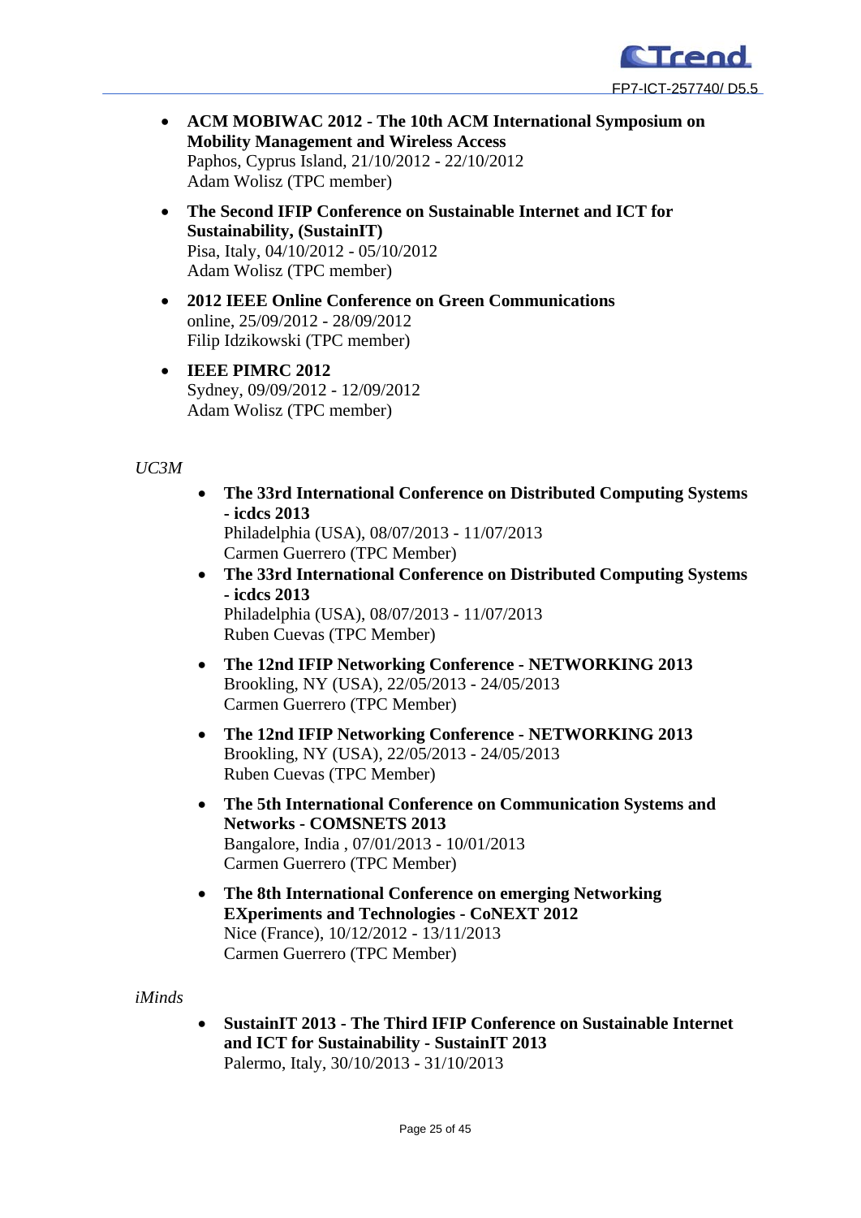- **ACM MOBIWAC 2012 - The 10th ACM International Symposium on Mobility Management and Wireless Access**
  Paphos, Cyprus Island, 21/10/2012 - 22/10/2012
  Adam Wolisz (TPC member)

- **The Second IFIP Conference on Sustainable Internet and ICT for Sustainability, (SustainIT)**
  Pisa, Italy, 04/10/2012 - 05/10/2012
  Adam Wolisz (TPC member)

- **2012 IEEE Online Conference on Green Communications**
  online, 25/09/2012 - 28/09/2012
  Filip Idzikowski (TPC member)

- **IEEE PIMRC 2012**
  Sydney, 09/09/2012 - 12/09/2012
  Adam Wolisz (TPC member)

*UC3M*

- **The 33rd International Conference on Distributed Computing Systems - icdcs 2013**
  Philadelphia (USA), 08/07/2013 - 11/07/2013
  Carmen Guerrero (TPC Member)
- **The 33rd International Conference on Distributed Computing Systems - icdcs 2013**
  Philadelphia (USA), 08/07/2013 - 11/07/2013
  Ruben Cuevas (TPC Member)

- **The 12nd IFIP Networking Conference - NETWORKING 2013**
  Brookling, NY (USA), 22/05/2013 - 24/05/2013
  Carmen Guerrero (TPC Member)

- **The 12nd IFIP Networking Conference - NETWORKING 2013**
  Brookling, NY (USA), 22/05/2013 - 24/05/2013
  Ruben Cuevas (TPC Member)

- **The 5th International Conference on Communication Systems and Networks - COMSNETS 2013**
  Bangalore, India , 07/01/2013 - 10/01/2013
  Carmen Guerrero (TPC Member)

- **The 8th International Conference on emerging Networking EXperiments and Technologies - CoNEXT 2012**
  Nice (France), 10/12/2012 - 13/11/2013
  Carmen Guerrero (TPC Member)

*iMinds*

- **SustainIT 2013 - The Third IFIP Conference on Sustainable Internet and ICT for Sustainability - SustainIT 2013**
  Palermo, Italy, 30/10/2013 - 31/10/2013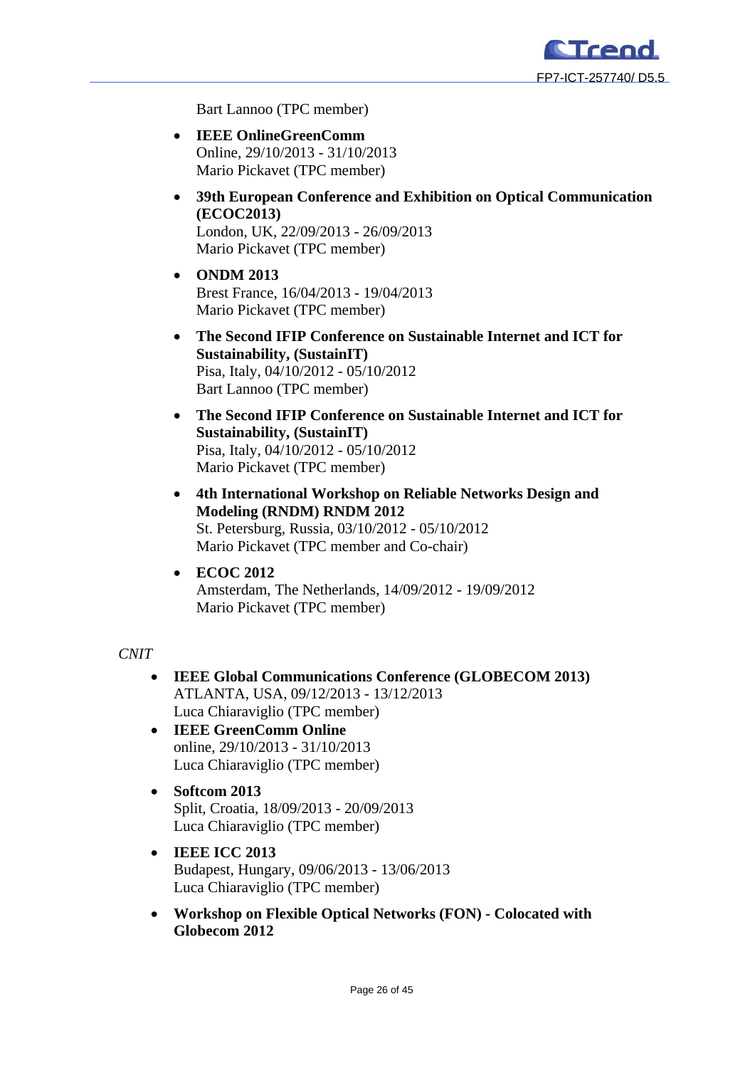Bart Lannoo (TPC member)

- **IEEE OnlineGreenComm**
  Online, 29/10/2013 - 31/10/2013
  Mario Pickavet (TPC member)

- **39th European Conference and Exhibition on Optical Communication (ECOC2013)**
  London, UK, 22/09/2013 - 26/09/2013
  Mario Pickavet (TPC member)

- **ONDM 2013**
  Brest France, 16/04/2013 - 19/04/2013
  Mario Pickavet (TPC member)

- **The Second IFIP Conference on Sustainable Internet and ICT for Sustainability, (SustainIT)**
  Pisa, Italy, 04/10/2012 - 05/10/2012
  Bart Lannoo (TPC member)

- **The Second IFIP Conference on Sustainable Internet and ICT for Sustainability, (SustainIT)**
  Pisa, Italy, 04/10/2012 - 05/10/2012
  Mario Pickavet (TPC member)

- **4th International Workshop on Reliable Networks Design and Modeling (RNDM) RNDM 2012**
  St. Petersburg, Russia, 03/10/2012 - 05/10/2012
  Mario Pickavet (TPC member and Co-chair)

- **ECOC 2012**
  Amsterdam, The Netherlands, 14/09/2012 - 19/09/2012
  Mario Pickavet (TPC member)

*CNIT*

- **IEEE Global Communications Conference (GLOBECOM 2013)**
  ATLANTA, USA, 09/12/2013 - 13/12/2013
  Luca Chiaraviglio (TPC member)
- **IEEE GreenComm Online**
  online, 29/10/2013 - 31/10/2013
  Luca Chiaraviglio (TPC member)

- **Softcom 2013**
  Split, Croatia, 18/09/2013 - 20/09/2013
  Luca Chiaraviglio (TPC member)

- **IEEE ICC 2013**
  Budapest, Hungary, 09/06/2013 - 13/06/2013
  Luca Chiaraviglio (TPC member)

- **Workshop on Flexible Optical Networks (FON) - Colocated with Globecom 2012**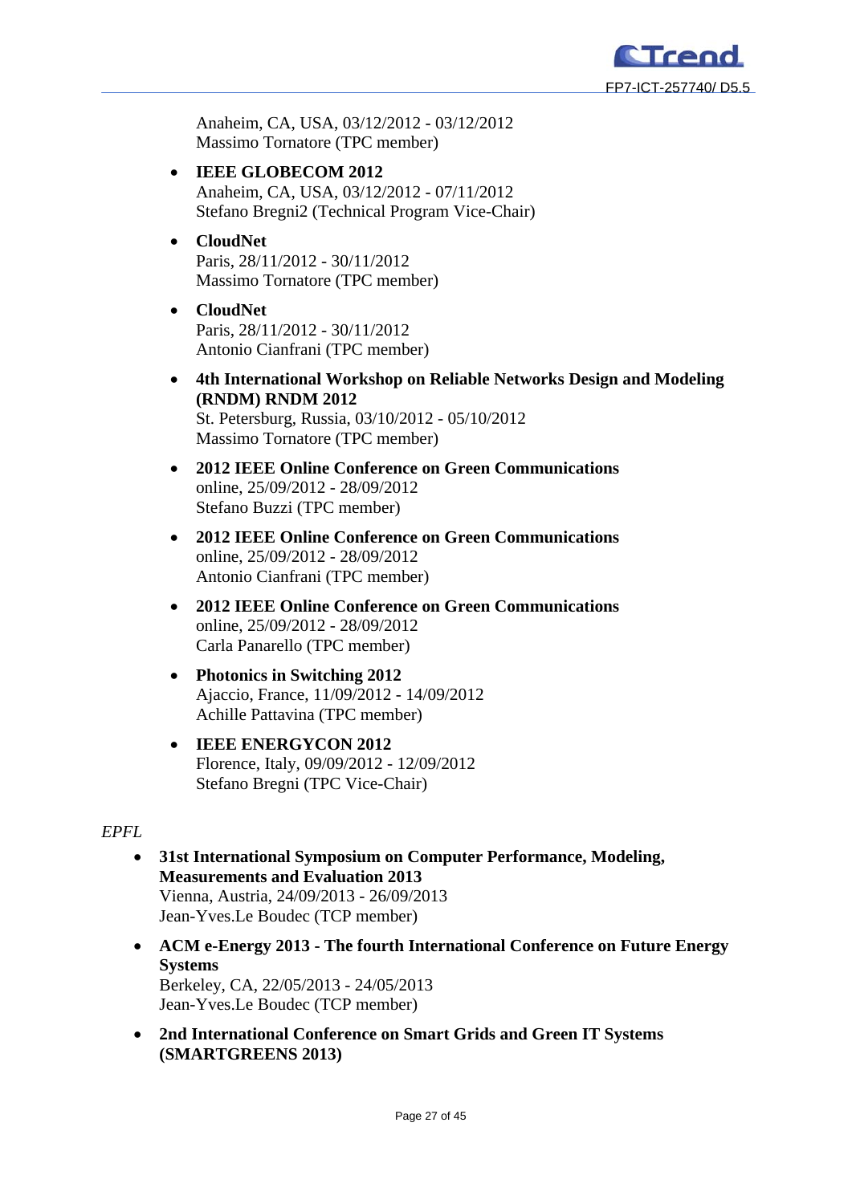Anaheim, CA, USA, 03/12/2012 - 03/12/2012
Massimo Tornatore (TPC member)

- **IEEE GLOBECOM 2012**
  Anaheim, CA, USA, 03/12/2012 - 07/11/2012
  Stefano Bregni2 (Technical Program Vice-Chair)

- **CloudNet**
  Paris, 28/11/2012 - 30/11/2012
  Massimo Tornatore (TPC member)

- **CloudNet**
  Paris, 28/11/2012 - 30/11/2012
  Antonio Cianfrani (TPC member)

- **4th International Workshop on Reliable Networks Design and Modeling (RNDM) RNDM 2012**
  St. Petersburg, Russia, 03/10/2012 - 05/10/2012
  Massimo Tornatore (TPC member)

- **2012 IEEE Online Conference on Green Communications**
  online, 25/09/2012 - 28/09/2012
  Stefano Buzzi (TPC member)

- **2012 IEEE Online Conference on Green Communications**
  online, 25/09/2012 - 28/09/2012
  Antonio Cianfrani (TPC member)

- **2012 IEEE Online Conference on Green Communications**
  online, 25/09/2012 - 28/09/2012
  Carla Panarello (TPC member)

- **Photonics in Switching 2012**
  Ajaccio, France, 11/09/2012 - 14/09/2012
  Achille Pattavina (TPC member)

- **IEEE ENERGYCON 2012**
  Florence, Italy, 09/09/2012 - 12/09/2012
  Stefano Bregni (TPC Vice-Chair)

*EPFL*

- **31st International Symposium on Computer Performance, Modeling, Measurements and Evaluation 2013**
  Vienna, Austria, 24/09/2013 - 26/09/2013
  Jean-Yves.Le Boudec (TCP member)

- **ACM e-Energy 2013 - The fourth International Conference on Future Energy Systems**
  Berkeley, CA, 22/05/2013 - 24/05/2013
  Jean-Yves.Le Boudec (TCP member)

- **2nd International Conference on Smart Grids and Green IT Systems (SMARTGREENS 2013)**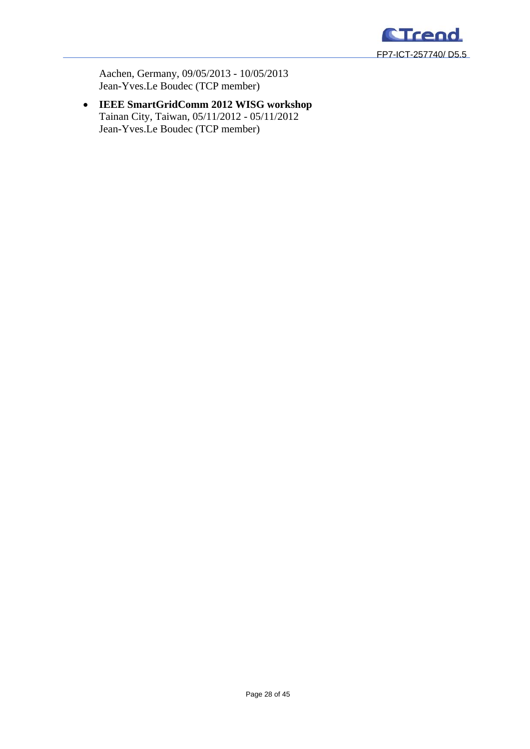Aachen, Germany, 09/05/2013 - 10/05/2013
Jean-Yves.Le Boudec (TCP member)

- **IEEE SmartGridComm 2012 WISG workshop**
  Tainan City, Taiwan, 05/11/2012 - 05/11/2012
  Jean-Yves.Le Boudec (TCP member)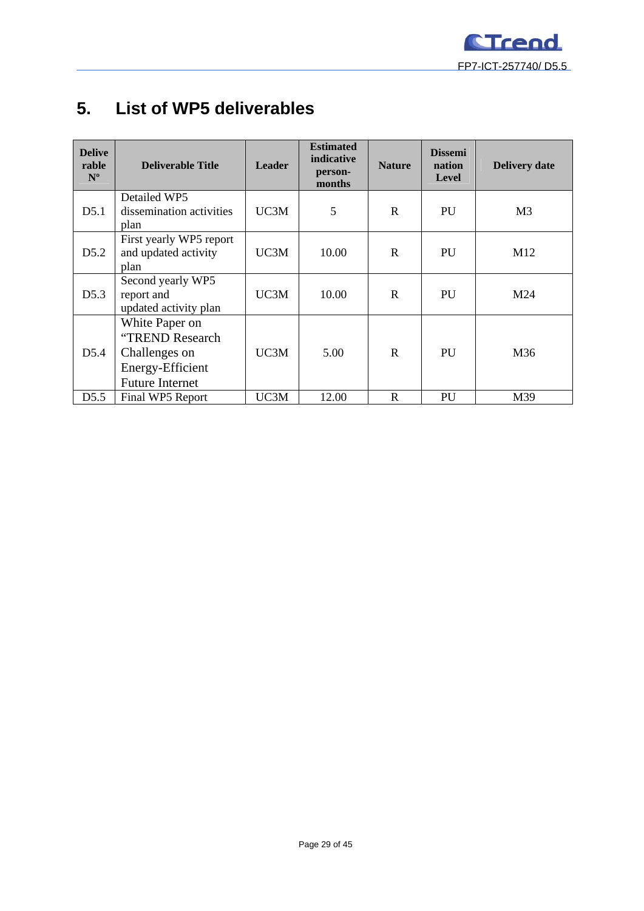# 5. List of WP5 deliverables

| Deliverable Nº | Deliverable Title | Leader | Estimated indicative person-months | Nature | Dissemination Level | Delivery date |
|---|---|---|---|---|---|---|
| D5.1 | Detailed WP5 dissemination activities plan | UC3M | 5 | R | PU | M3 |
| D5.2 | First yearly WP5 report and updated activity plan | UC3M | 10.00 | R | PU | M12 |
| D5.3 | Second yearly WP5 report and updated activity plan | UC3M | 10.00 | R | PU | M24 |
| D5.4 | White Paper on "TREND Research Challenges on Energy-Efficient Future Internet | UC3M | 5.00 | R | PU | M36 |
| D5.5 | Final WP5 Report | UC3M | 12.00 | R | PU | M39 |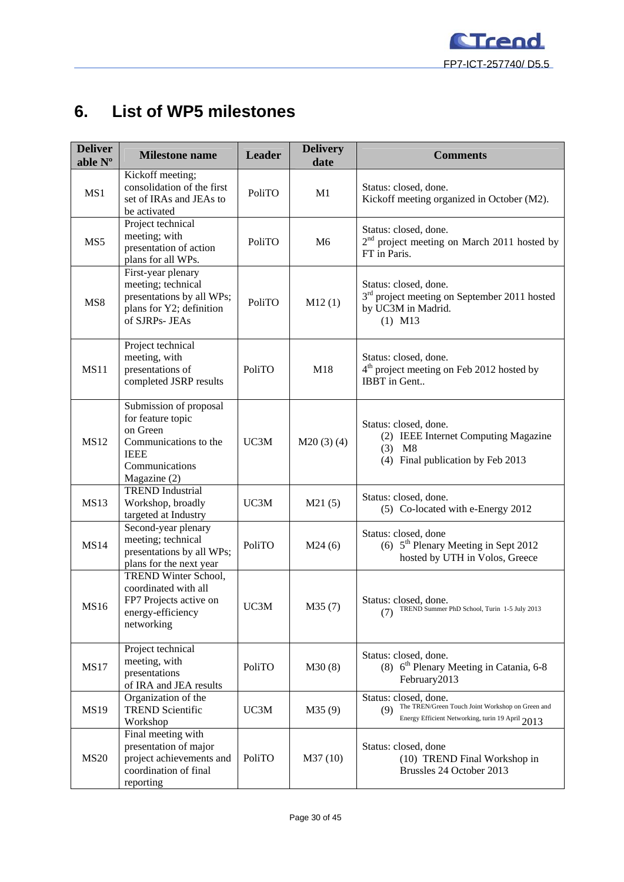# 6. List of WP5 milestones

| Deliverable Nº | Milestone name | Leader | Delivery date | Comments |
|---|---|---|---|---|
| MS1 | Kickoff meeting; consolidation of the first set of IRAs and JEAs to be activated | PoliTO | M1 | Status: closed, done. Kickoff meeting organized in October (M2). |
| MS5 | Project technical meeting; with presentation of action plans for all WPs. | PoliTO | M6 | Status: closed, done. 2nd project meeting on March 2011 hosted by FT in Paris. |
| MS8 | First-year plenary meeting; technical presentations by all WPs; plans for Y2; definition of SJRPs- JEAs | PoliTO | M12 (1) | Status: closed, done. 3rd project meeting on September 2011 hosted by UC3M in Madrid. (1) M13 |
| MS11 | Project technical meeting, with presentations of completed JSRP results | PoliTO | M18 | Status: closed, done. 4th project meeting on Feb 2012 hosted by IBBT in Gent.. |
| MS12 | Submission of proposal for feature topic on Green Communications to the IEEE Communications Magazine (2) | UC3M | M20 (3) (4) | Status: closed, done. (2) IEEE Internet Computing Magazine (3) M8 (4) Final publication by Feb 2013 |
| MS13 | TREND Industrial Workshop, broadly targeted at Industry | UC3M | M21 (5) | Status: closed, done. (5) Co-located with e-Energy 2012 |
| MS14 | Second-year plenary meeting; technical presentations by all WPs; plans for the next year | PoliTO | M24 (6) | Status: closed, done (6) 5th Plenary Meeting in Sept 2012 hosted by UTH in Volos, Greece |
| MS16 | TREND Winter School, coordinated with all FP7 Projects active on energy-efficiency networking | UC3M | M35 (7) | Status: closed, done. (7) TREND Summer PhD School, Turin 1-5 July 2013 |
| MS17 | Project technical meeting, with presentations of IRA and JEA results | PoliTO | M30 (8) | Status: closed, done. (8) 6th Plenary Meeting in Catania, 6-8 February2013 |
| MS19 | Organization of the TREND Scientific Workshop | UC3M | M35 (9) | Status: closed, done. (9) The TREN/Green Touch Joint Workshop on Green and Energy Efficient Networking, turin 19 April 2013 |
| MS20 | Final meeting with presentation of major project achievements and coordination of final reporting | PoliTO | M37 (10) | Status: closed, done (10) TREND Final Workshop in Brussles 24 October 2013 |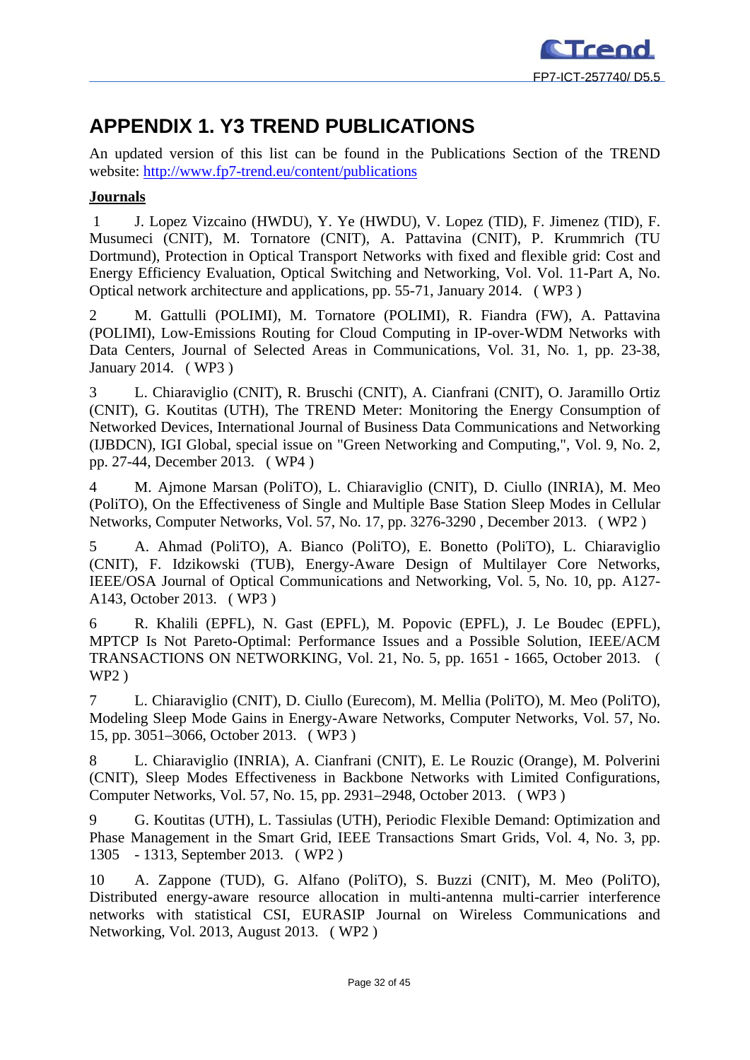# APPENDIX 1. Y3 TREND PUBLICATIONS

An updated version of this list can be found in the Publications Section of the TREND website: http://www.fp7-trend.eu/content/publications

**Journals**

1 J. Lopez Vizcaino (HWDU), Y. Ye (HWDU), V. Lopez (TID), F. Jimenez (TID), F. Musumeci (CNIT), M. Tornatore (CNIT), A. Pattavina (CNIT), P. Krummrich (TU Dortmund), Protection in Optical Transport Networks with fixed and flexible grid: Cost and Energy Efficiency Evaluation, Optical Switching and Networking, Vol. Vol. 11-Part A, No. Optical network architecture and applications, pp. 55-71, January 2014. ( WP3 )

2 M. Gattulli (POLIMI), M. Tornatore (POLIMI), R. Fiandra (FW), A. Pattavina (POLIMI), Low-Emissions Routing for Cloud Computing in IP-over-WDM Networks with Data Centers, Journal of Selected Areas in Communications, Vol. 31, No. 1, pp. 23-38, January 2014. ( WP3 )

3 L. Chiaraviglio (CNIT), R. Bruschi (CNIT), A. Cianfrani (CNIT), O. Jaramillo Ortiz (CNIT), G. Koutitas (UTH), The TREND Meter: Monitoring the Energy Consumption of Networked Devices, International Journal of Business Data Communications and Networking (IJBDCN), IGI Global, special issue on "Green Networking and Computing,", Vol. 9, No. 2, pp. 27-44, December 2013. ( WP4 )

4 M. Ajmone Marsan (PoliTO), L. Chiaraviglio (CNIT), D. Ciullo (INRIA), M. Meo (PoliTO), On the Effectiveness of Single and Multiple Base Station Sleep Modes in Cellular Networks, Computer Networks, Vol. 57, No. 17, pp. 3276-3290 , December 2013. ( WP2 )

5 A. Ahmad (PoliTO), A. Bianco (PoliTO), E. Bonetto (PoliTO), L. Chiaraviglio (CNIT), F. Idzikowski (TUB), Energy-Aware Design of Multilayer Core Networks, IEEE/OSA Journal of Optical Communications and Networking, Vol. 5, No. 10, pp. A127-A143, October 2013. ( WP3 )

6 R. Khalili (EPFL), N. Gast (EPFL), M. Popovic (EPFL), J. Le Boudec (EPFL), MPTCP Is Not Pareto-Optimal: Performance Issues and a Possible Solution, IEEE/ACM TRANSACTIONS ON NETWORKING, Vol. 21, No. 5, pp. 1651 - 1665, October 2013. ( WP2 )

7 L. Chiaraviglio (CNIT), D. Ciullo (Eurecom), M. Mellia (PoliTO), M. Meo (PoliTO), Modeling Sleep Mode Gains in Energy-Aware Networks, Computer Networks, Vol. 57, No. 15, pp. 3051–3066, October 2013. ( WP3 )

8 L. Chiaraviglio (INRIA), A. Cianfrani (CNIT), E. Le Rouzic (Orange), M. Polverini (CNIT), Sleep Modes Effectiveness in Backbone Networks with Limited Configurations, Computer Networks, Vol. 57, No. 15, pp. 2931–2948, October 2013. ( WP3 )

9 G. Koutitas (UTH), L. Tassiulas (UTH), Periodic Flexible Demand: Optimization and Phase Management in the Smart Grid, IEEE Transactions Smart Grids, Vol. 4, No. 3, pp. 1305 - 1313, September 2013. ( WP2 )

10 A. Zappone (TUD), G. Alfano (PoliTO), S. Buzzi (CNIT), M. Meo (PoliTO), Distributed energy-aware resource allocation in multi-antenna multi-carrier interference networks with statistical CSI, EURASIP Journal on Wireless Communications and Networking, Vol. 2013, August 2013. ( WP2 )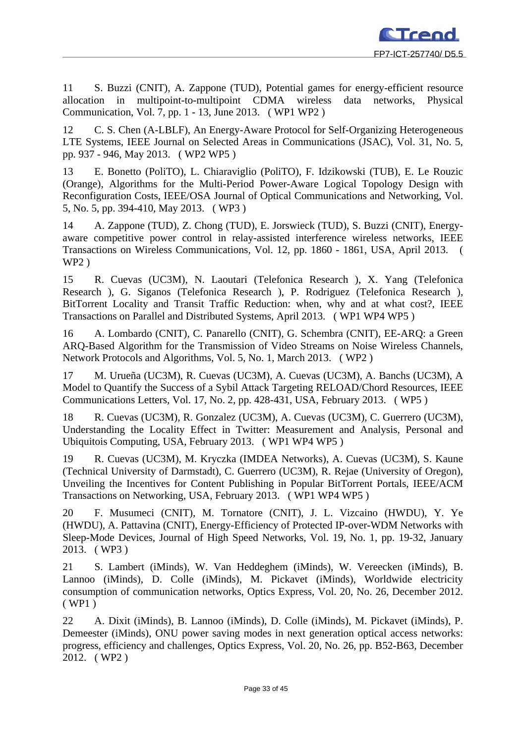11 S. Buzzi (CNIT), A. Zappone (TUD), Potential games for energy-efficient resource allocation in multipoint-to-multipoint CDMA wireless data networks, Physical Communication, Vol. 7, pp. 1 - 13, June 2013. ( WP1 WP2 )

12 C. S. Chen (A-LBLF), An Energy-Aware Protocol for Self-Organizing Heterogeneous LTE Systems, IEEE Journal on Selected Areas in Communications (JSAC), Vol. 31, No. 5, pp. 937 - 946, May 2013. ( WP2 WP5 )

13 E. Bonetto (PoliTO), L. Chiaraviglio (PoliTO), F. Idzikowski (TUB), E. Le Rouzic (Orange), Algorithms for the Multi-Period Power-Aware Logical Topology Design with Reconfiguration Costs, IEEE/OSA Journal of Optical Communications and Networking, Vol. 5, No. 5, pp. 394-410, May 2013. ( WP3 )

14 A. Zappone (TUD), Z. Chong (TUD), E. Jorswieck (TUD), S. Buzzi (CNIT), Energy-aware competitive power control in relay-assisted interference wireless networks, IEEE Transactions on Wireless Communications, Vol. 12, pp. 1860 - 1861, USA, April 2013. ( WP2 )

15 R. Cuevas (UC3M), N. Laoutari (Telefonica Research ), X. Yang (Telefonica Research ), G. Siganos (Telefonica Research ), P. Rodriguez (Telefonica Research ), BitTorrent Locality and Transit Traffic Reduction: when, why and at what cost?, IEEE Transactions on Parallel and Distributed Systems, April 2013. ( WP1 WP4 WP5 )

16 A. Lombardo (CNIT), C. Panarello (CNIT), G. Schembra (CNIT), EE-ARQ: a Green ARQ-Based Algorithm for the Transmission of Video Streams on Noise Wireless Channels, Network Protocols and Algorithms, Vol. 5, No. 1, March 2013. ( WP2 )

17 M. Urueña (UC3M), R. Cuevas (UC3M), A. Cuevas (UC3M), A. Banchs (UC3M), A Model to Quantify the Success of a Sybil Attack Targeting RELOAD/Chord Resources, IEEE Communications Letters, Vol. 17, No. 2, pp. 428-431, USA, February 2013. ( WP5 )

18 R. Cuevas (UC3M), R. Gonzalez (UC3M), A. Cuevas (UC3M), C. Guerrero (UC3M), Understanding the Locality Effect in Twitter: Measurement and Analysis, Personal and Ubiquitois Computing, USA, February 2013. ( WP1 WP4 WP5 )

19 R. Cuevas (UC3M), M. Kryczka (IMDEA Networks), A. Cuevas (UC3M), S. Kaune (Technical University of Darmstadt), C. Guerrero (UC3M), R. Rejae (University of Oregon), Unveiling the Incentives for Content Publishing in Popular BitTorrent Portals, IEEE/ACM Transactions on Networking, USA, February 2013. ( WP1 WP4 WP5 )

20 F. Musumeci (CNIT), M. Tornatore (CNIT), J. L. Vizcaino (HWDU), Y. Ye (HWDU), A. Pattavina (CNIT), Energy-Efficiency of Protected IP-over-WDM Networks with Sleep-Mode Devices, Journal of High Speed Networks, Vol. 19, No. 1, pp. 19-32, January 2013. ( WP3 )

21 S. Lambert (iMinds), W. Van Heddeghem (iMinds), W. Vereecken (iMinds), B. Lannoo (iMinds), D. Colle (iMinds), M. Pickavet (iMinds), Worldwide electricity consumption of communication networks, Optics Express, Vol. 20, No. 26, December 2012. ( WP1 )

22 A. Dixit (iMinds), B. Lannoo (iMinds), D. Colle (iMinds), M. Pickavet (iMinds), P. Demeester (iMinds), ONU power saving modes in next generation optical access networks: progress, efficiency and challenges, Optics Express, Vol. 20, No. 26, pp. B52-B63, December 2012. ( WP2 )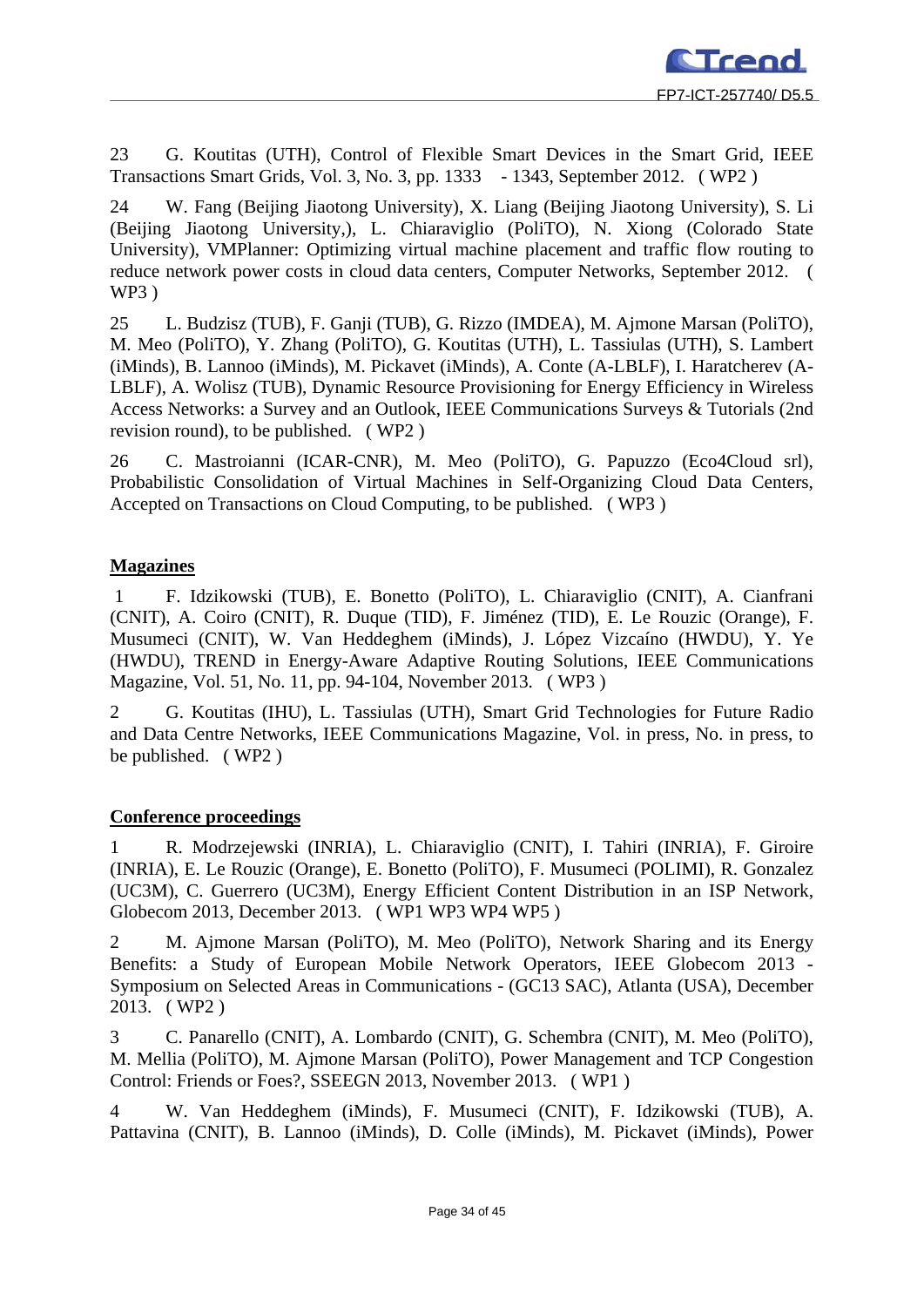23 G. Koutitas (UTH), Control of Flexible Smart Devices in the Smart Grid, IEEE Transactions Smart Grids, Vol. 3, No. 3, pp. 1333 - 1343, September 2012. ( WP2 )

24 W. Fang (Beijing Jiaotong University), X. Liang (Beijing Jiaotong University), S. Li (Beijing Jiaotong University,), L. Chiaraviglio (PoliTO), N. Xiong (Colorado State University), VMPlanner: Optimizing virtual machine placement and traffic flow routing to reduce network power costs in cloud data centers, Computer Networks, September 2012. ( WP3 )

25 L. Budzisz (TUB), F. Ganji (TUB), G. Rizzo (IMDEA), M. Ajmone Marsan (PoliTO), M. Meo (PoliTO), Y. Zhang (PoliTO), G. Koutitas (UTH), L. Tassiulas (UTH), S. Lambert (iMinds), B. Lannoo (iMinds), M. Pickavet (iMinds), A. Conte (A-LBLF), I. Haratcherev (A-LBLF), A. Wolisz (TUB), Dynamic Resource Provisioning for Energy Efficiency in Wireless Access Networks: a Survey and an Outlook, IEEE Communications Surveys & Tutorials (2nd revision round), to be published. ( WP2 )

26 C. Mastroianni (ICAR-CNR), M. Meo (PoliTO), G. Papuzzo (Eco4Cloud srl), Probabilistic Consolidation of Virtual Machines in Self-Organizing Cloud Data Centers, Accepted on Transactions on Cloud Computing, to be published. ( WP3 )

**Magazines**

1 F. Idzikowski (TUB), E. Bonetto (PoliTO), L. Chiaraviglio (CNIT), A. Cianfrani (CNIT), A. Coiro (CNIT), R. Duque (TID), F. Jiménez (TID), E. Le Rouzic (Orange), F. Musumeci (CNIT), W. Van Heddeghem (iMinds), J. López Vizcaíno (HWDU), Y. Ye (HWDU), TREND in Energy-Aware Adaptive Routing Solutions, IEEE Communications Magazine, Vol. 51, No. 11, pp. 94-104, November 2013. ( WP3 )

2 G. Koutitas (IHU), L. Tassiulas (UTH), Smart Grid Technologies for Future Radio and Data Centre Networks, IEEE Communications Magazine, Vol. in press, No. in press, to be published. ( WP2 )

**Conference proceedings**

1 R. Modrzejewski (INRIA), L. Chiaraviglio (CNIT), I. Tahiri (INRIA), F. Giroire (INRIA), E. Le Rouzic (Orange), E. Bonetto (PoliTO), F. Musumeci (POLIMI), R. Gonzalez (UC3M), C. Guerrero (UC3M), Energy Efficient Content Distribution in an ISP Network, Globecom 2013, December 2013. ( WP1 WP3 WP4 WP5 )

2 M. Ajmone Marsan (PoliTO), M. Meo (PoliTO), Network Sharing and its Energy Benefits: a Study of European Mobile Network Operators, IEEE Globecom 2013 - Symposium on Selected Areas in Communications - (GC13 SAC), Atlanta (USA), December 2013. ( WP2 )

3 C. Panarello (CNIT), A. Lombardo (CNIT), G. Schembra (CNIT), M. Meo (PoliTO), M. Mellia (PoliTO), M. Ajmone Marsan (PoliTO), Power Management and TCP Congestion Control: Friends or Foes?, SSEEGN 2013, November 2013. ( WP1 )

4 W. Van Heddeghem (iMinds), F. Musumeci (CNIT), F. Idzikowski (TUB), A. Pattavina (CNIT), B. Lannoo (iMinds), D. Colle (iMinds), M. Pickavet (iMinds), Power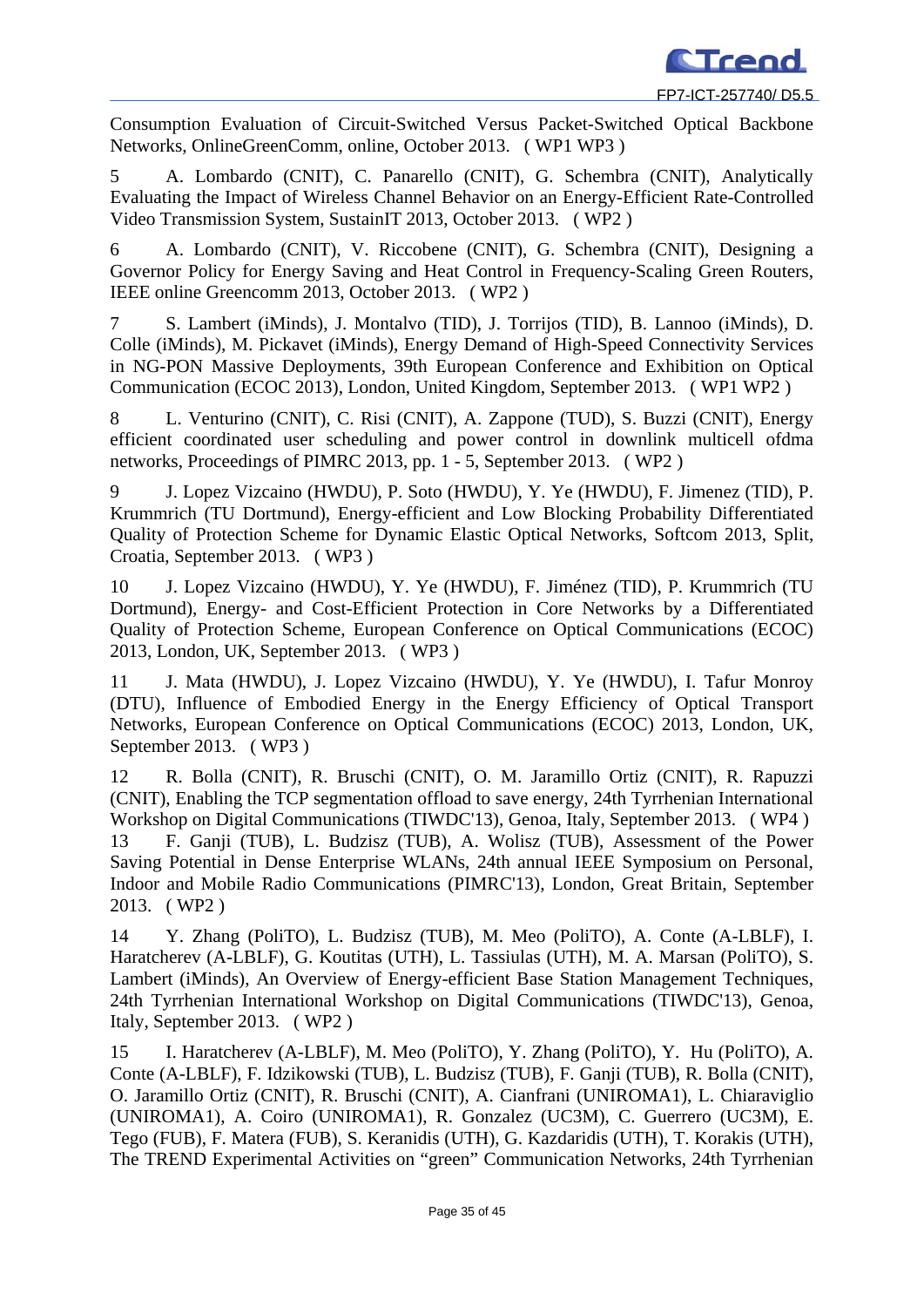Consumption Evaluation of Circuit-Switched Versus Packet-Switched Optical Backbone Networks, OnlineGreenComm, online, October 2013. ( WP1 WP3 )

5 A. Lombardo (CNIT), C. Panarello (CNIT), G. Schembra (CNIT), Analytically Evaluating the Impact of Wireless Channel Behavior on an Energy-Efficient Rate-Controlled Video Transmission System, SustainIT 2013, October 2013. ( WP2 )

6 A. Lombardo (CNIT), V. Riccobene (CNIT), G. Schembra (CNIT), Designing a Governor Policy for Energy Saving and Heat Control in Frequency-Scaling Green Routers, IEEE online Greencomm 2013, October 2013. ( WP2 )

7 S. Lambert (iMinds), J. Montalvo (TID), J. Torrijos (TID), B. Lannoo (iMinds), D. Colle (iMinds), M. Pickavet (iMinds), Energy Demand of High-Speed Connectivity Services in NG-PON Massive Deployments, 39th European Conference and Exhibition on Optical Communication (ECOC 2013), London, United Kingdom, September 2013. ( WP1 WP2 )

8 L. Venturino (CNIT), C. Risi (CNIT), A. Zappone (TUD), S. Buzzi (CNIT), Energy efficient coordinated user scheduling and power control in downlink multicell ofdma networks, Proceedings of PIMRC 2013, pp. 1 - 5, September 2013. ( WP2 )

9 J. Lopez Vizcaino (HWDU), P. Soto (HWDU), Y. Ye (HWDU), F. Jimenez (TID), P. Krummrich (TU Dortmund), Energy-efficient and Low Blocking Probability Differentiated Quality of Protection Scheme for Dynamic Elastic Optical Networks, Softcom 2013, Split, Croatia, September 2013. ( WP3 )

10 J. Lopez Vizcaino (HWDU), Y. Ye (HWDU), F. Jiménez (TID), P. Krummrich (TU Dortmund), Energy- and Cost-Efficient Protection in Core Networks by a Differentiated Quality of Protection Scheme, European Conference on Optical Communications (ECOC) 2013, London, UK, September 2013. ( WP3 )

11 J. Mata (HWDU), J. Lopez Vizcaino (HWDU), Y. Ye (HWDU), I. Tafur Monroy (DTU), Influence of Embodied Energy in the Energy Efficiency of Optical Transport Networks, European Conference on Optical Communications (ECOC) 2013, London, UK, September 2013. ( WP3 )

12 R. Bolla (CNIT), R. Bruschi (CNIT), O. M. Jaramillo Ortiz (CNIT), R. Rapuzzi (CNIT), Enabling the TCP segmentation offload to save energy, 24th Tyrrhenian International Workshop on Digital Communications (TIWDC'13), Genoa, Italy, September 2013. ( WP4 )

13 F. Ganji (TUB), L. Budzisz (TUB), A. Wolisz (TUB), Assessment of the Power Saving Potential in Dense Enterprise WLANs, 24th annual IEEE Symposium on Personal, Indoor and Mobile Radio Communications (PIMRC'13), London, Great Britain, September 2013. ( WP2 )

14 Y. Zhang (PoliTO), L. Budzisz (TUB), M. Meo (PoliTO), A. Conte (A-LBLF), I. Haratcherev (A-LBLF), G. Koutitas (UTH), L. Tassiulas (UTH), M. A. Marsan (PoliTO), S. Lambert (iMinds), An Overview of Energy-efficient Base Station Management Techniques, 24th Tyrrhenian International Workshop on Digital Communications (TIWDC'13), Genoa, Italy, September 2013. ( WP2 )

15 I. Haratcherev (A-LBLF), M. Meo (PoliTO), Y. Zhang (PoliTO), Y. Hu (PoliTO), A. Conte (A-LBLF), F. Idzikowski (TUB), L. Budzisz (TUB), F. Ganji (TUB), R. Bolla (CNIT), O. Jaramillo Ortiz (CNIT), R. Bruschi (CNIT), A. Cianfrani (UNIROMA1), L. Chiaraviglio (UNIROMA1), A. Coiro (UNIROMA1), R. Gonzalez (UC3M), C. Guerrero (UC3M), E. Tego (FUB), F. Matera (FUB), S. Keranidis (UTH), G. Kazdaridis (UTH), T. Korakis (UTH), The TREND Experimental Activities on "green" Communication Networks, 24th Tyrrhenian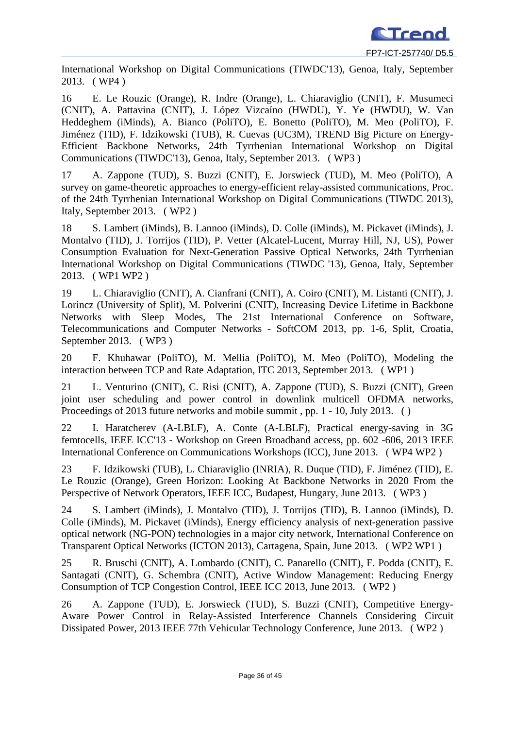International Workshop on Digital Communications (TIWDC'13), Genoa, Italy, September 2013. ( WP4 )

16 E. Le Rouzic (Orange), R. Indre (Orange), L. Chiaraviglio (CNIT), F. Musumeci (CNIT), A. Pattavina (CNIT), J. López Vizcaíno (HWDU), Y. Ye (HWDU), W. Van Heddeghem (iMinds), A. Bianco (PoliTO), E. Bonetto (PoliTO), M. Meo (PoliTO), F. Jiménez (TID), F. Idzikowski (TUB), R. Cuevas (UC3M), TREND Big Picture on Energy-Efficient Backbone Networks, 24th Tyrrhenian International Workshop on Digital Communications (TIWDC'13), Genoa, Italy, September 2013. ( WP3 )

17 A. Zappone (TUD), S. Buzzi (CNIT), E. Jorswieck (TUD), M. Meo (PoliTO), A survey on game-theoretic approaches to energy-efficient relay-assisted communications, Proc. of the 24th Tyrrhenian International Workshop on Digital Communications (TIWDC 2013), Italy, September 2013. ( WP2 )

18 S. Lambert (iMinds), B. Lannoo (iMinds), D. Colle (iMinds), M. Pickavet (iMinds), J. Montalvo (TID), J. Torrijos (TID), P. Vetter (Alcatel-Lucent, Murray Hill, NJ, US), Power Consumption Evaluation for Next-Generation Passive Optical Networks, 24th Tyrrhenian International Workshop on Digital Communications (TIWDC '13), Genoa, Italy, September 2013. ( WP1 WP2 )

19 L. Chiaraviglio (CNIT), A. Cianfrani (CNIT), A. Coiro (CNIT), M. Listanti (CNIT), J. Lorincz (University of Split), M. Polverini (CNIT), Increasing Device Lifetime in Backbone Networks with Sleep Modes, The 21st International Conference on Software, Telecommunications and Computer Networks - SoftCOM 2013, pp. 1-6, Split, Croatia, September 2013. ( WP3 )

20 F. Khuhawar (PoliTO), M. Mellia (PoliTO), M. Meo (PoliTO), Modeling the interaction between TCP and Rate Adaptation, ITC 2013, September 2013. ( WP1 )

21 L. Venturino (CNIT), C. Risi (CNIT), A. Zappone (TUD), S. Buzzi (CNIT), Green joint user scheduling and power control in downlink multicell OFDMA networks, Proceedings of 2013 future networks and mobile summit , pp. 1 - 10, July 2013. ( )

22 I. Haratcherev (A-LBLF), A. Conte (A-LBLF), Practical energy-saving in 3G femtocells, IEEE ICC'13 - Workshop on Green Broadband access, pp. 602 -606, 2013 IEEE International Conference on Communications Workshops (ICC), June 2013. ( WP4 WP2 )

23 F. Idzikowski (TUB), L. Chiaraviglio (INRIA), R. Duque (TID), F. Jiménez (TID), E. Le Rouzic (Orange), Green Horizon: Looking At Backbone Networks in 2020 From the Perspective of Network Operators, IEEE ICC, Budapest, Hungary, June 2013. ( WP3 )

24 S. Lambert (iMinds), J. Montalvo (TID), J. Torrijos (TID), B. Lannoo (iMinds), D. Colle (iMinds), M. Pickavet (iMinds), Energy efficiency analysis of next-generation passive optical network (NG-PON) technologies in a major city network, International Conference on Transparent Optical Networks (ICTON 2013), Cartagena, Spain, June 2013. ( WP2 WP1 )

25 R. Bruschi (CNIT), A. Lombardo (CNIT), C. Panarello (CNIT), F. Podda (CNIT), E. Santagati (CNIT), G. Schembra (CNIT), Active Window Management: Reducing Energy Consumption of TCP Congestion Control, IEEE ICC 2013, June 2013. ( WP2 )

26 A. Zappone (TUD), E. Jorswieck (TUD), S. Buzzi (CNIT), Competitive Energy-Aware Power Control in Relay-Assisted Interference Channels Considering Circuit Dissipated Power, 2013 IEEE 77th Vehicular Technology Conference, June 2013. ( WP2 )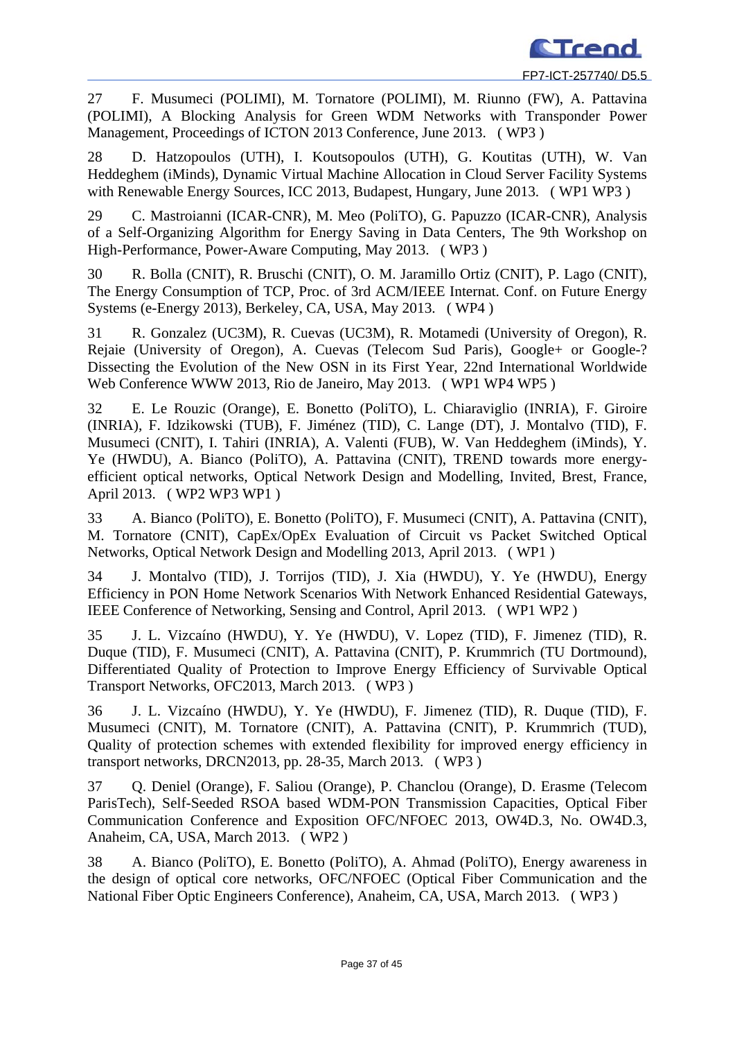27 F. Musumeci (POLIMI), M. Tornatore (POLIMI), M. Riunno (FW), A. Pattavina (POLIMI), A Blocking Analysis for Green WDM Networks with Transponder Power Management, Proceedings of ICTON 2013 Conference, June 2013. ( WP3 )

28 D. Hatzopoulos (UTH), I. Koutsopoulos (UTH), G. Koutitas (UTH), W. Van Heddeghem (iMinds), Dynamic Virtual Machine Allocation in Cloud Server Facility Systems with Renewable Energy Sources, ICC 2013, Budapest, Hungary, June 2013. ( WP1 WP3 )

29 C. Mastroianni (ICAR-CNR), M. Meo (PoliTO), G. Papuzzo (ICAR-CNR), Analysis of a Self-Organizing Algorithm for Energy Saving in Data Centers, The 9th Workshop on High-Performance, Power-Aware Computing, May 2013. ( WP3 )

30 R. Bolla (CNIT), R. Bruschi (CNIT), O. M. Jaramillo Ortiz (CNIT), P. Lago (CNIT), The Energy Consumption of TCP, Proc. of 3rd ACM/IEEE Internat. Conf. on Future Energy Systems (e-Energy 2013), Berkeley, CA, USA, May 2013. ( WP4 )

31 R. Gonzalez (UC3M), R. Cuevas (UC3M), R. Motamedi (University of Oregon), R. Rejaie (University of Oregon), A. Cuevas (Telecom Sud Paris), Google+ or Google-? Dissecting the Evolution of the New OSN in its First Year, 22nd International Worldwide Web Conference WWW 2013, Rio de Janeiro, May 2013. ( WP1 WP4 WP5 )

32 E. Le Rouzic (Orange), E. Bonetto (PoliTO), L. Chiaraviglio (INRIA), F. Giroire (INRIA), F. Idzikowski (TUB), F. Jiménez (TID), C. Lange (DT), J. Montalvo (TID), F. Musumeci (CNIT), I. Tahiri (INRIA), A. Valenti (FUB), W. Van Heddeghem (iMinds), Y. Ye (HWDU), A. Bianco (PoliTO), A. Pattavina (CNIT), TREND towards more energy-efficient optical networks, Optical Network Design and Modelling, Invited, Brest, France, April 2013. ( WP2 WP3 WP1 )

33 A. Bianco (PoliTO), E. Bonetto (PoliTO), F. Musumeci (CNIT), A. Pattavina (CNIT), M. Tornatore (CNIT), CapEx/OpEx Evaluation of Circuit vs Packet Switched Optical Networks, Optical Network Design and Modelling 2013, April 2013. ( WP1 )

34 J. Montalvo (TID), J. Torrijos (TID), J. Xia (HWDU), Y. Ye (HWDU), Energy Efficiency in PON Home Network Scenarios With Network Enhanced Residential Gateways, IEEE Conference of Networking, Sensing and Control, April 2013. ( WP1 WP2 )

35 J. L. Vizcaíno (HWDU), Y. Ye (HWDU), V. Lopez (TID), F. Jimenez (TID), R. Duque (TID), F. Musumeci (CNIT), A. Pattavina (CNIT), P. Krummrich (TU Dortmound), Differentiated Quality of Protection to Improve Energy Efficiency of Survivable Optical Transport Networks, OFC2013, March 2013. ( WP3 )

36 J. L. Vizcaíno (HWDU), Y. Ye (HWDU), F. Jimenez (TID), R. Duque (TID), F. Musumeci (CNIT), M. Tornatore (CNIT), A. Pattavina (CNIT), P. Krummrich (TUD), Quality of protection schemes with extended flexibility for improved energy efficiency in transport networks, DRCN2013, pp. 28-35, March 2013. ( WP3 )

37 Q. Deniel (Orange), F. Saliou (Orange), P. Chanclou (Orange), D. Erasme (Telecom ParisTech), Self-Seeded RSOA based WDM-PON Transmission Capacities, Optical Fiber Communication Conference and Exposition OFC/NFOEC 2013, OW4D.3, No. OW4D.3, Anaheim, CA, USA, March 2013. ( WP2 )

38 A. Bianco (PoliTO), E. Bonetto (PoliTO), A. Ahmad (PoliTO), Energy awareness in the design of optical core networks, OFC/NFOEC (Optical Fiber Communication and the National Fiber Optic Engineers Conference), Anaheim, CA, USA, March 2013. ( WP3 )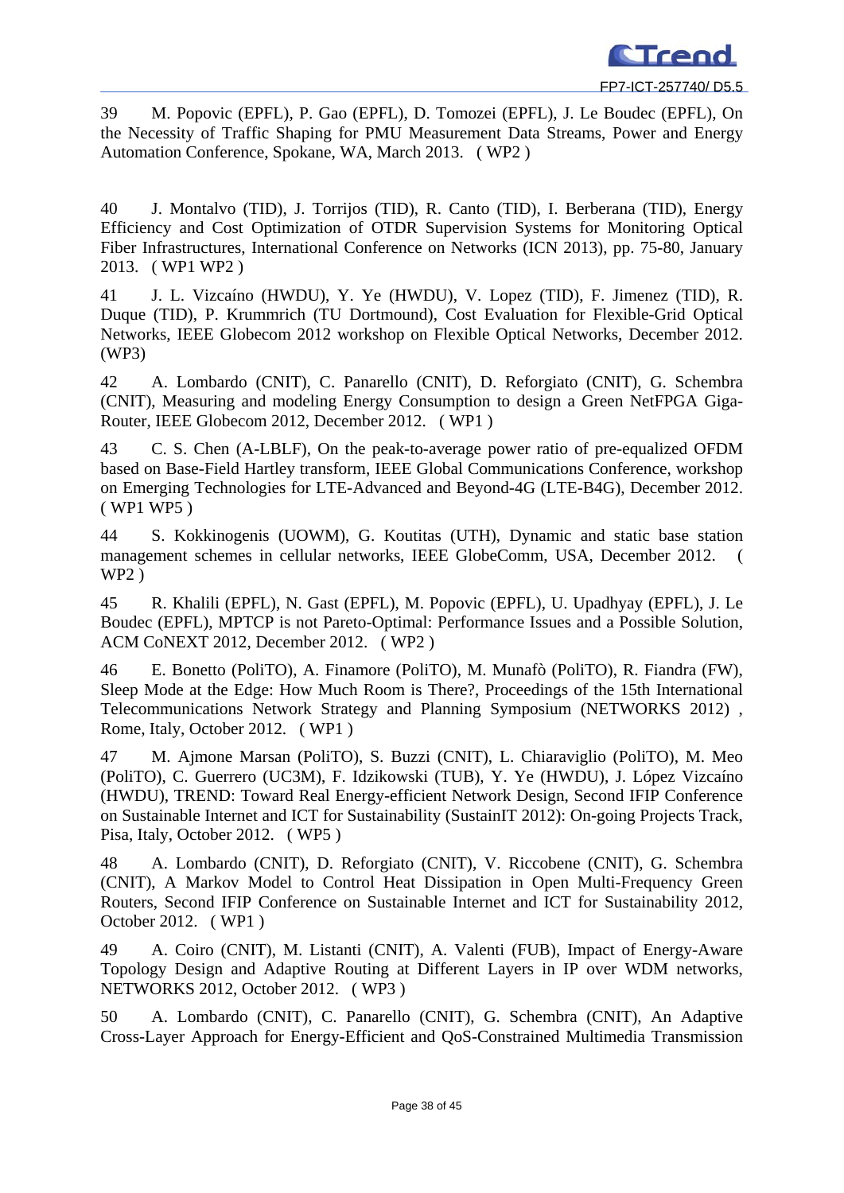39 M. Popovic (EPFL), P. Gao (EPFL), D. Tomozei (EPFL), J. Le Boudec (EPFL), On the Necessity of Traffic Shaping for PMU Measurement Data Streams, Power and Energy Automation Conference, Spokane, WA, March 2013. ( WP2 )

40 J. Montalvo (TID), J. Torrijos (TID), R. Canto (TID), I. Berberana (TID), Energy Efficiency and Cost Optimization of OTDR Supervision Systems for Monitoring Optical Fiber Infrastructures, International Conference on Networks (ICN 2013), pp. 75-80, January 2013. ( WP1 WP2 )

41 J. L. Vizcaíno (HWDU), Y. Ye (HWDU), V. Lopez (TID), F. Jimenez (TID), R. Duque (TID), P. Krummrich (TU Dortmound), Cost Evaluation for Flexible-Grid Optical Networks, IEEE Globecom 2012 workshop on Flexible Optical Networks, December 2012. (WP3)

42 A. Lombardo (CNIT), C. Panarello (CNIT), D. Reforgiato (CNIT), G. Schembra (CNIT), Measuring and modeling Energy Consumption to design a Green NetFPGA Giga-Router, IEEE Globecom 2012, December 2012. ( WP1 )

43 C. S. Chen (A-LBLF), On the peak-to-average power ratio of pre-equalized OFDM based on Base-Field Hartley transform, IEEE Global Communications Conference, workshop on Emerging Technologies for LTE-Advanced and Beyond-4G (LTE-B4G), December 2012. ( WP1 WP5 )

44 S. Kokkinogenis (UOWM), G. Koutitas (UTH), Dynamic and static base station management schemes in cellular networks, IEEE GlobeComm, USA, December 2012. ( WP2 )

45 R. Khalili (EPFL), N. Gast (EPFL), M. Popovic (EPFL), U. Upadhyay (EPFL), J. Le Boudec (EPFL), MPTCP is not Pareto-Optimal: Performance Issues and a Possible Solution, ACM CoNEXT 2012, December 2012. ( WP2 )

46 E. Bonetto (PoliTO), A. Finamore (PoliTO), M. Munafò (PoliTO), R. Fiandra (FW), Sleep Mode at the Edge: How Much Room is There?, Proceedings of the 15th International Telecommunications Network Strategy and Planning Symposium (NETWORKS 2012) , Rome, Italy, October 2012. ( WP1 )

47 M. Ajmone Marsan (PoliTO), S. Buzzi (CNIT), L. Chiaraviglio (PoliTO), M. Meo (PoliTO), C. Guerrero (UC3M), F. Idzikowski (TUB), Y. Ye (HWDU), J. López Vizcaíno (HWDU), TREND: Toward Real Energy-efficient Network Design, Second IFIP Conference on Sustainable Internet and ICT for Sustainability (SustainIT 2012): On-going Projects Track, Pisa, Italy, October 2012. ( WP5 )

48 A. Lombardo (CNIT), D. Reforgiato (CNIT), V. Riccobene (CNIT), G. Schembra (CNIT), A Markov Model to Control Heat Dissipation in Open Multi-Frequency Green Routers, Second IFIP Conference on Sustainable Internet and ICT for Sustainability 2012, October 2012. ( WP1 )

49 A. Coiro (CNIT), M. Listanti (CNIT), A. Valenti (FUB), Impact of Energy-Aware Topology Design and Adaptive Routing at Different Layers in IP over WDM networks, NETWORKS 2012, October 2012. ( WP3 )

50 A. Lombardo (CNIT), C. Panarello (CNIT), G. Schembra (CNIT), An Adaptive Cross-Layer Approach for Energy-Efficient and QoS-Constrained Multimedia Transmission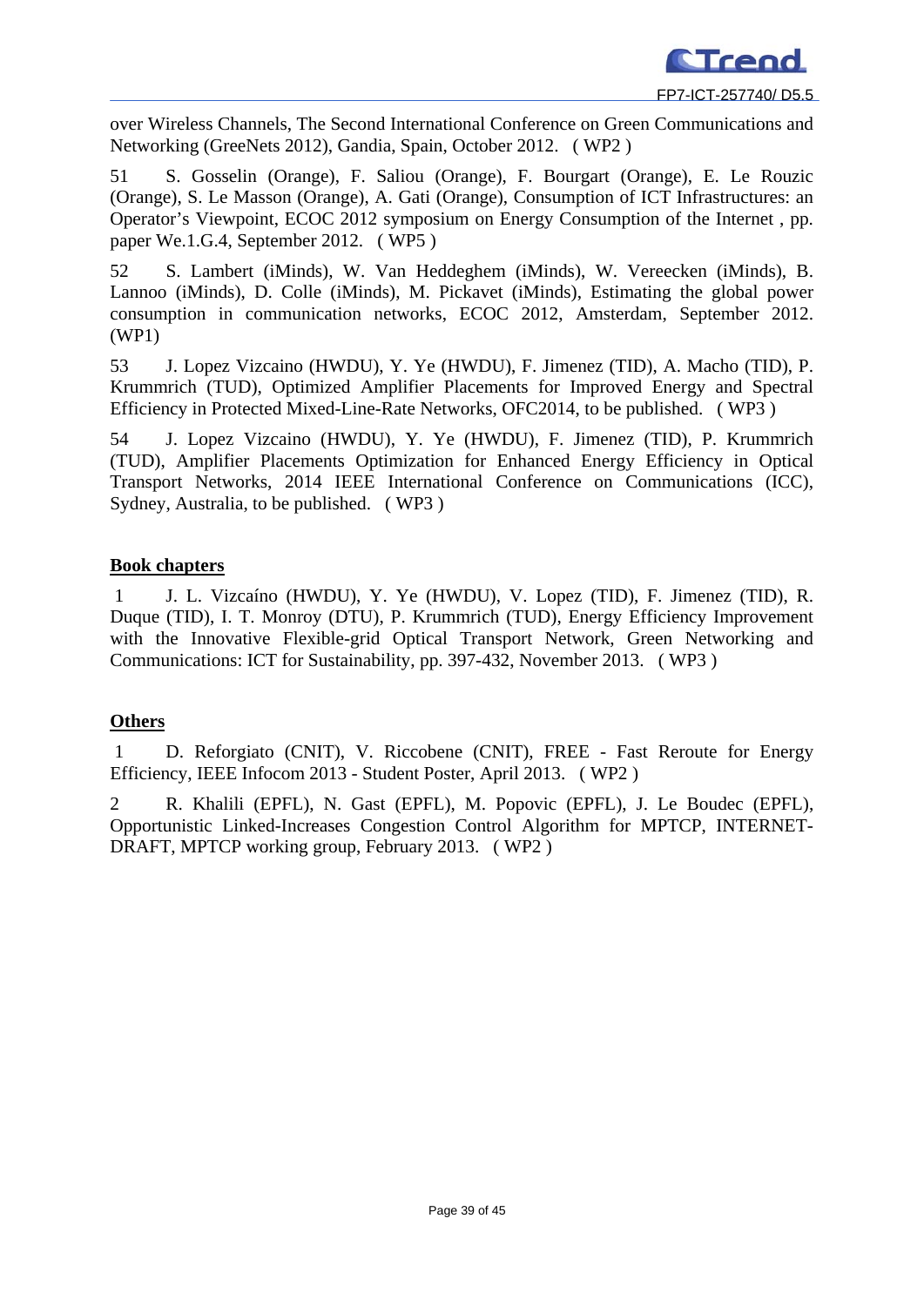over Wireless Channels, The Second International Conference on Green Communications and Networking (GreeNets 2012), Gandia, Spain, October 2012. ( WP2 )

51 S. Gosselin (Orange), F. Saliou (Orange), F. Bourgart (Orange), E. Le Rouzic (Orange), S. Le Masson (Orange), A. Gati (Orange), Consumption of ICT Infrastructures: an Operator's Viewpoint, ECOC 2012 symposium on Energy Consumption of the Internet , pp. paper We.1.G.4, September 2012. ( WP5 )

52 S. Lambert (iMinds), W. Van Heddeghem (iMinds), W. Vereecken (iMinds), B. Lannoo (iMinds), D. Colle (iMinds), M. Pickavet (iMinds), Estimating the global power consumption in communication networks, ECOC 2012, Amsterdam, September 2012. (WP1)

53 J. Lopez Vizcaino (HWDU), Y. Ye (HWDU), F. Jimenez (TID), A. Macho (TID), P. Krummrich (TUD), Optimized Amplifier Placements for Improved Energy and Spectral Efficiency in Protected Mixed-Line-Rate Networks, OFC2014, to be published. ( WP3 )

54 J. Lopez Vizcaino (HWDU), Y. Ye (HWDU), F. Jimenez (TID), P. Krummrich (TUD), Amplifier Placements Optimization for Enhanced Energy Efficiency in Optical Transport Networks, 2014 IEEE International Conference on Communications (ICC), Sydney, Australia, to be published. ( WP3 )

**Book chapters**

1 J. L. Vizcaíno (HWDU), Y. Ye (HWDU), V. Lopez (TID), F. Jimenez (TID), R. Duque (TID), I. T. Monroy (DTU), P. Krummrich (TUD), Energy Efficiency Improvement with the Innovative Flexible-grid Optical Transport Network, Green Networking and Communications: ICT for Sustainability, pp. 397-432, November 2013. ( WP3 )

**Others**

1 D. Reforgiato (CNIT), V. Riccobene (CNIT), FREE - Fast Reroute for Energy Efficiency, IEEE Infocom 2013 - Student Poster, April 2013. ( WP2 )

2 R. Khalili (EPFL), N. Gast (EPFL), M. Popovic (EPFL), J. Le Boudec (EPFL), Opportunistic Linked-Increases Congestion Control Algorithm for MPTCP, INTERNET-DRAFT, MPTCP working group, February 2013. ( WP2 )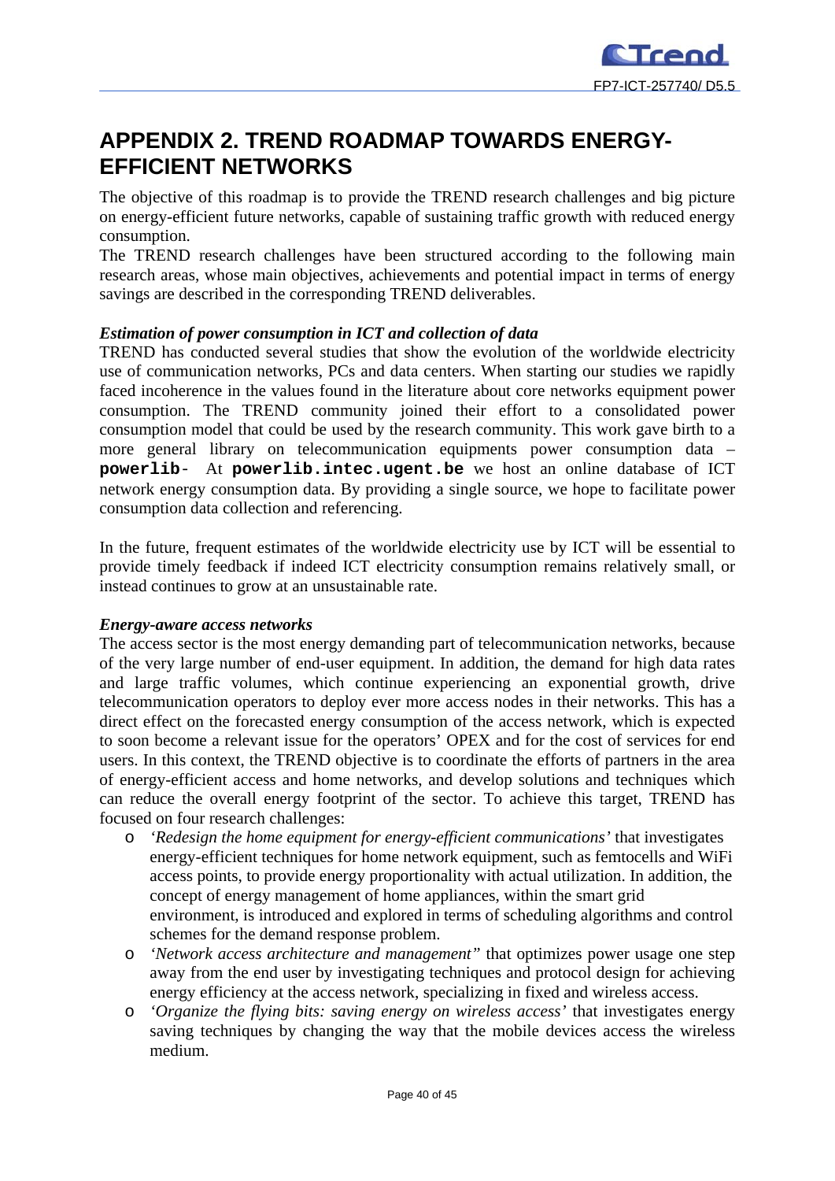# APPENDIX 2. TREND ROADMAP TOWARDS ENERGY-EFFICIENT NETWORKS

The objective of this roadmap is to provide the TREND research challenges and big picture on energy-efficient future networks, capable of sustaining traffic growth with reduced energy consumption.

The TREND research challenges have been structured according to the following main research areas, whose main objectives, achievements and potential impact in terms of energy savings are described in the corresponding TREND deliverables.

***Estimation of power consumption in ICT and collection of data***

TREND has conducted several studies that show the evolution of the worldwide electricity use of communication networks, PCs and data centers. When starting our studies we rapidly faced incoherence in the values found in the literature about core networks equipment power consumption. The TREND community joined their effort to a consolidated power consumption model that could be used by the research community. This work gave birth to a more general library on telecommunication equipments power consumption data – **`powerlib`**- At **`powerlib.intec.ugent.be`** we host an online database of ICT network energy consumption data. By providing a single source, we hope to facilitate power consumption data collection and referencing.

In the future, frequent estimates of the worldwide electricity use by ICT will be essential to provide timely feedback if indeed ICT electricity consumption remains relatively small, or instead continues to grow at an unsustainable rate.

***Energy-aware access networks***

The access sector is the most energy demanding part of telecommunication networks, because of the very large number of end-user equipment. In addition, the demand for high data rates and large traffic volumes, which continue experiencing an exponential growth, drive telecommunication operators to deploy ever more access nodes in their networks. This has a direct effect on the forecasted energy consumption of the access network, which is expected to soon become a relevant issue for the operators' OPEX and for the cost of services for end users. In this context, the TREND objective is to coordinate the efforts of partners in the area of energy-efficient access and home networks, and develop solutions and techniques which can reduce the overall energy footprint of the sector. To achieve this target, TREND has focused on four research challenges:

- *'Redesign the home equipment for energy-efficient communications'* that investigates energy-efficient techniques for home network equipment, such as femtocells and WiFi access points, to provide energy proportionality with actual utilization. In addition, the concept of energy management of home appliances, within the smart grid environment, is introduced and explored in terms of scheduling algorithms and control schemes for the demand response problem.
- *'Network access architecture and management"* that optimizes power usage one step away from the end user by investigating techniques and protocol design for achieving energy efficiency at the access network, specializing in fixed and wireless access.
- *'Organize the flying bits: saving energy on wireless access'* that investigates energy saving techniques by changing the way that the mobile devices access the wireless medium.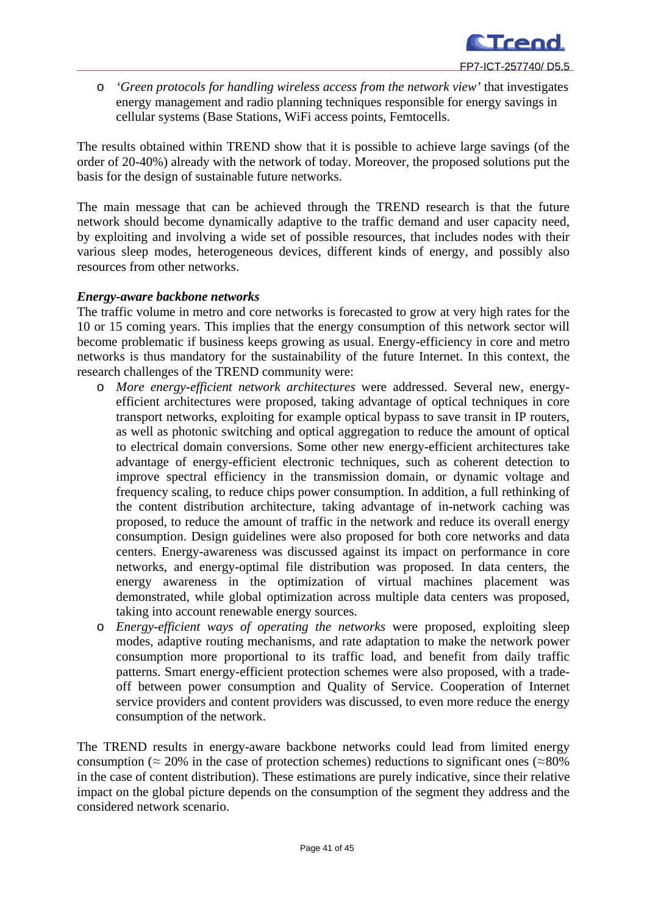- *'Green protocols for handling wireless access from the network view'* that investigates energy management and radio planning techniques responsible for energy savings in cellular systems (Base Stations, WiFi access points, Femtocells.

The results obtained within TREND show that it is possible to achieve large savings (of the order of 20-40%) already with the network of today. Moreover, the proposed solutions put the basis for the design of sustainable future networks.

The main message that can be achieved through the TREND research is that the future network should become dynamically adaptive to the traffic demand and user capacity need, by exploiting and involving a wide set of possible resources, that includes nodes with their various sleep modes, heterogeneous devices, different kinds of energy, and possibly also resources from other networks.

***Energy-aware backbone networks***

The traffic volume in metro and core networks is forecasted to grow at very high rates for the 10 or 15 coming years. This implies that the energy consumption of this network sector will become problematic if business keeps growing as usual. Energy-efficiency in core and metro networks is thus mandatory for the sustainability of the future Internet. In this context, the research challenges of the TREND community were:

- *More energy-efficient network architectures* were addressed. Several new, energy-efficient architectures were proposed, taking advantage of optical techniques in core transport networks, exploiting for example optical bypass to save transit in IP routers, as well as photonic switching and optical aggregation to reduce the amount of optical to electrical domain conversions. Some other new energy-efficient architectures take advantage of energy-efficient electronic techniques, such as coherent detection to improve spectral efficiency in the transmission domain, or dynamic voltage and frequency scaling, to reduce chips power consumption. In addition, a full rethinking of the content distribution architecture, taking advantage of in-network caching was proposed, to reduce the amount of traffic in the network and reduce its overall energy consumption. Design guidelines were also proposed for both core networks and data centers. Energy-awareness was discussed against its impact on performance in core networks, and energy-optimal file distribution was proposed. In data centers, the energy awareness in the optimization of virtual machines placement was demonstrated, while global optimization across multiple data centers was proposed, taking into account renewable energy sources.
- *Energy-efficient ways of operating the networks* were proposed, exploiting sleep modes, adaptive routing mechanisms, and rate adaptation to make the network power consumption more proportional to its traffic load, and benefit from daily traffic patterns. Smart energy-efficient protection schemes were also proposed, with a trade-off between power consumption and Quality of Service. Cooperation of Internet service providers and content providers was discussed, to even more reduce the energy consumption of the network.

The TREND results in energy-aware backbone networks could lead from limited energy consumption ($\approx$ 20% in the case of protection schemes) reductions to significant ones ($\approx$80% in the case of content distribution). These estimations are purely indicative, since their relative impact on the global picture depends on the consumption of the segment they address and the considered network scenario.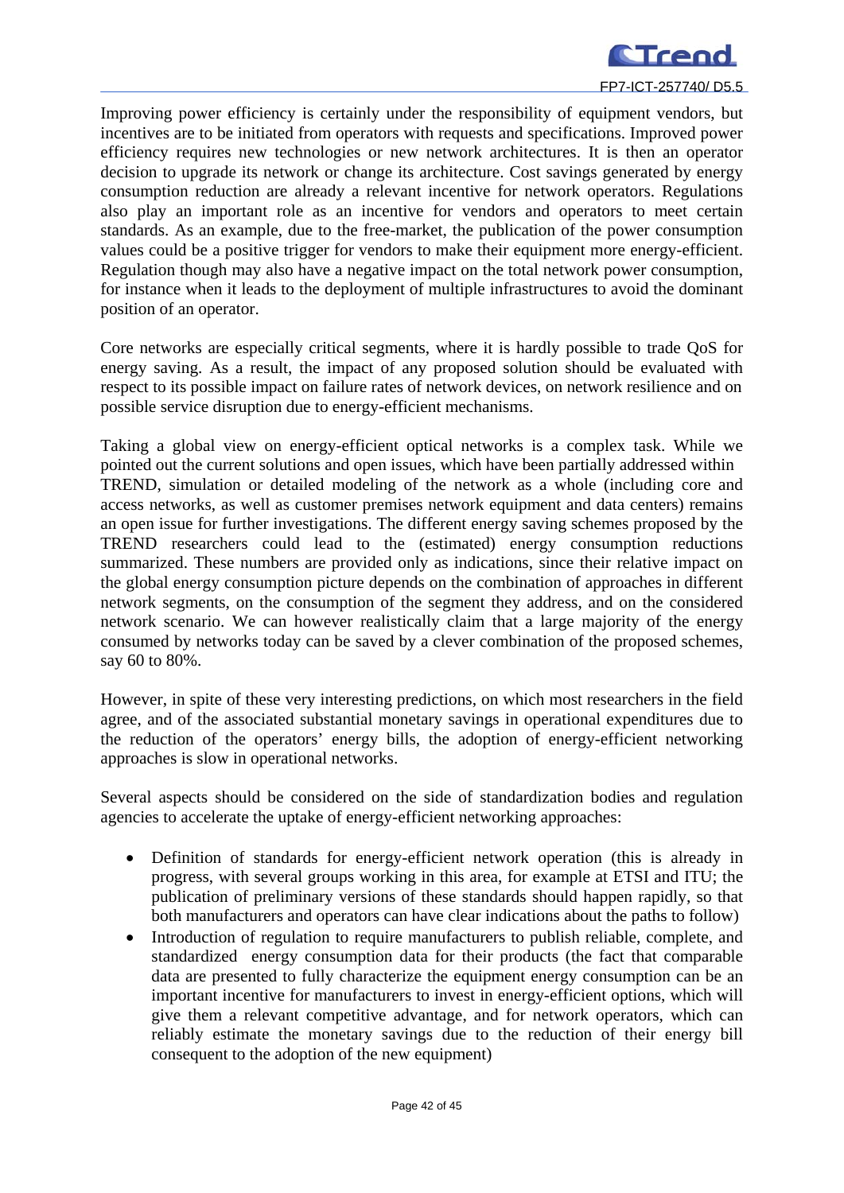Improving power efficiency is certainly under the responsibility of equipment vendors, but incentives are to be initiated from operators with requests and specifications. Improved power efficiency requires new technologies or new network architectures. It is then an operator decision to upgrade its network or change its architecture. Cost savings generated by energy consumption reduction are already a relevant incentive for network operators. Regulations also play an important role as an incentive for vendors and operators to meet certain standards. As an example, due to the free-market, the publication of the power consumption values could be a positive trigger for vendors to make their equipment more energy-efficient. Regulation though may also have a negative impact on the total network power consumption, for instance when it leads to the deployment of multiple infrastructures to avoid the dominant position of an operator.

Core networks are especially critical segments, where it is hardly possible to trade QoS for energy saving. As a result, the impact of any proposed solution should be evaluated with respect to its possible impact on failure rates of network devices, on network resilience and on possible service disruption due to energy-efficient mechanisms.

Taking a global view on energy-efficient optical networks is a complex task. While we pointed out the current solutions and open issues, which have been partially addressed within TREND, simulation or detailed modeling of the network as a whole (including core and access networks, as well as customer premises network equipment and data centers) remains an open issue for further investigations. The different energy saving schemes proposed by the TREND researchers could lead to the (estimated) energy consumption reductions summarized. These numbers are provided only as indications, since their relative impact on the global energy consumption picture depends on the combination of approaches in different network segments, on the consumption of the segment they address, and on the considered network scenario. We can however realistically claim that a large majority of the energy consumed by networks today can be saved by a clever combination of the proposed schemes, say 60 to 80%.

However, in spite of these very interesting predictions, on which most researchers in the field agree, and of the associated substantial monetary savings in operational expenditures due to the reduction of the operators' energy bills, the adoption of energy-efficient networking approaches is slow in operational networks.

Several aspects should be considered on the side of standardization bodies and regulation agencies to accelerate the uptake of energy-efficient networking approaches:

- Definition of standards for energy-efficient network operation (this is already in progress, with several groups working in this area, for example at ETSI and ITU; the publication of preliminary versions of these standards should happen rapidly, so that both manufacturers and operators can have clear indications about the paths to follow)
- Introduction of regulation to require manufacturers to publish reliable, complete, and standardized energy consumption data for their products (the fact that comparable data are presented to fully characterize the equipment energy consumption can be an important incentive for manufacturers to invest in energy-efficient options, which will give them a relevant competitive advantage, and for network operators, which can reliably estimate the monetary savings due to the reduction of their energy bill consequent to the adoption of the new equipment)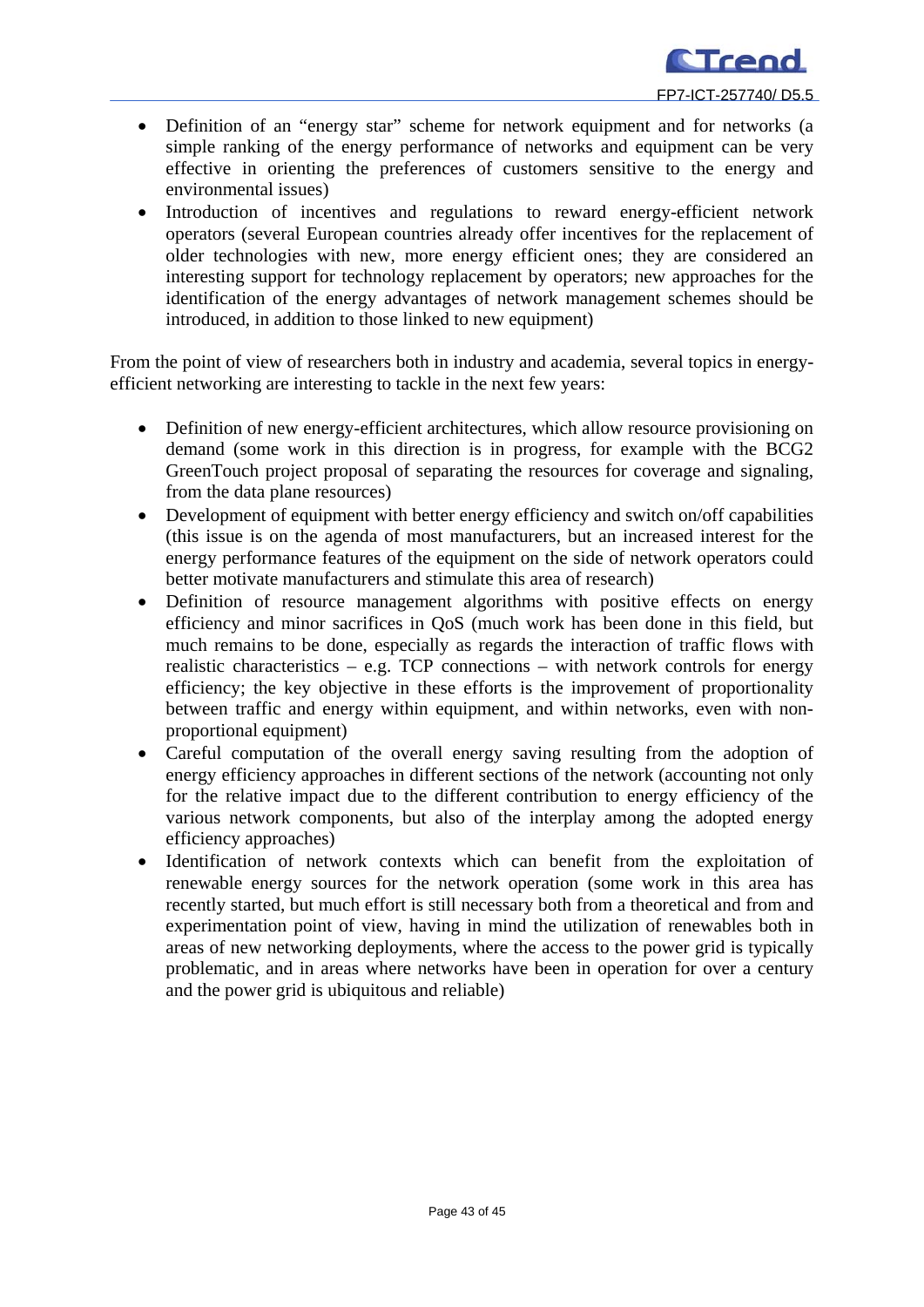- Definition of an "energy star" scheme for network equipment and for networks (a simple ranking of the energy performance of networks and equipment can be very effective in orienting the preferences of customers sensitive to the energy and environmental issues)
- Introduction of incentives and regulations to reward energy-efficient network operators (several European countries already offer incentives for the replacement of older technologies with new, more energy efficient ones; they are considered an interesting support for technology replacement by operators; new approaches for the identification of the energy advantages of network management schemes should be introduced, in addition to those linked to new equipment)

From the point of view of researchers both in industry and academia, several topics in energy-efficient networking are interesting to tackle in the next few years:

- Definition of new energy-efficient architectures, which allow resource provisioning on demand (some work in this direction is in progress, for example with the BCG2 GreenTouch project proposal of separating the resources for coverage and signaling, from the data plane resources)
- Development of equipment with better energy efficiency and switch on/off capabilities (this issue is on the agenda of most manufacturers, but an increased interest for the energy performance features of the equipment on the side of network operators could better motivate manufacturers and stimulate this area of research)
- Definition of resource management algorithms with positive effects on energy efficiency and minor sacrifices in QoS (much work has been done in this field, but much remains to be done, especially as regards the interaction of traffic flows with realistic characteristics – e.g. TCP connections – with network controls for energy efficiency; the key objective in these efforts is the improvement of proportionality between traffic and energy within equipment, and within networks, even with non-proportional equipment)
- Careful computation of the overall energy saving resulting from the adoption of energy efficiency approaches in different sections of the network (accounting not only for the relative impact due to the different contribution to energy efficiency of the various network components, but also of the interplay among the adopted energy efficiency approaches)
- Identification of network contexts which can benefit from the exploitation of renewable energy sources for the network operation (some work in this area has recently started, but much effort is still necessary both from a theoretical and from and experimentation point of view, having in mind the utilization of renewables both in areas of new networking deployments, where the access to the power grid is typically problematic, and in areas where networks have been in operation for over a century and the power grid is ubiquitous and reliable)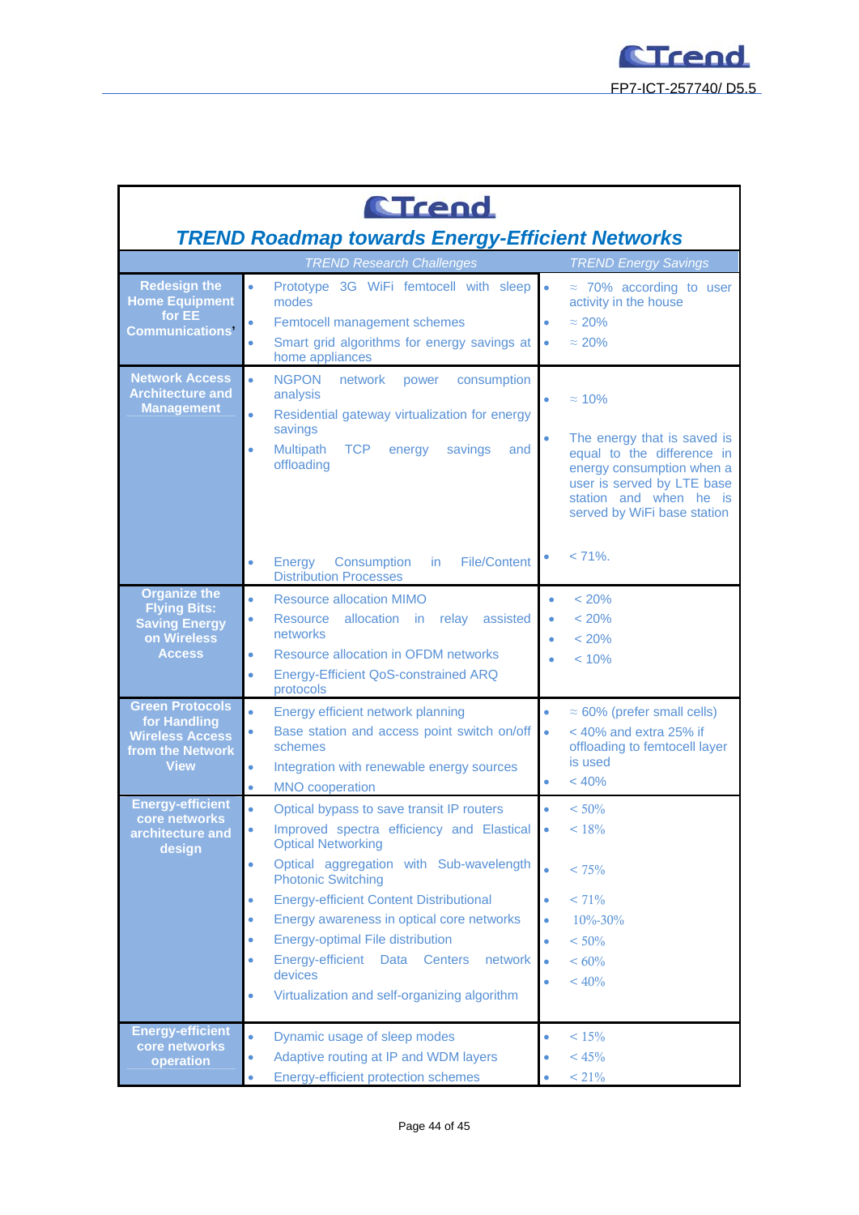# TREND Roadmap towards Energy-Efficient Networks

| | TREND Research Challenges | TREND Energy Savings |
|---|---|---|
| **Redesign the Home Equipment for EE Communications'** | • Prototype 3G WiFi femtocell with sleep modes<br>• Femtocell management schemes<br>• Smart grid algorithms for energy savings at home appliances | • ≈ 70% according to user activity in the house<br>• ≈ 20%<br>• ≈ 20% |
| **Network Access Architecture and Management** | • NGPON network power consumption analysis<br>• Residential gateway virtualization for energy savings<br>• Multipath TCP energy savings and offloading<br>• Energy Consumption in File/Content Distribution Processes | • ≈ 10%<br>• The energy that is saved is equal to the difference in energy consumption when a user is served by LTE base station and when he is served by WiFi base station<br>• < 71%. |
| **Organize the Flying Bits: Saving Energy on Wireless Access** | • Resource allocation MIMO<br>• Resource allocation in relay assisted networks<br>• Resource allocation in OFDM networks<br>• Energy-Efficient QoS-constrained ARQ protocols | • < 20%<br>• < 20%<br>• < 20%<br>• < 10% |
| **Green Protocols for Handling Wireless Access from the Network View** | • Energy efficient network planning<br>• Base station and access point switch on/off schemes<br>• Integration with renewable energy sources<br>• MNO cooperation | • ≈ 60% (prefer small cells)<br>• < 40% and extra 25% if offloading to femtocell layer is used<br>• < 40% |
| **Energy-efficient core networks architecture and design** | • Optical bypass to save transit IP routers<br>• Improved spectra efficiency and Elastical Optical Networking<br>• Optical aggregation with Sub-wavelength Photonic Switching<br>• Energy-efficient Content Distributional<br>• Energy awareness in optical core networks<br>• Energy-optimal File distribution<br>• Energy-efficient Data Centers network devices<br>• Virtualization and self-organizing algorithm | • < 50%<br>• < 18%<br>• < 75%<br>• < 71%<br>• 10%-30%<br>• < 50%<br>• < 60%<br>• < 40% |
| **Energy-efficient core networks operation** | • Dynamic usage of sleep modes<br>• Adaptive routing at IP and WDM layers<br>• Energy-efficient protection schemes | • < 15%<br>• < 45%<br>• < 21% |